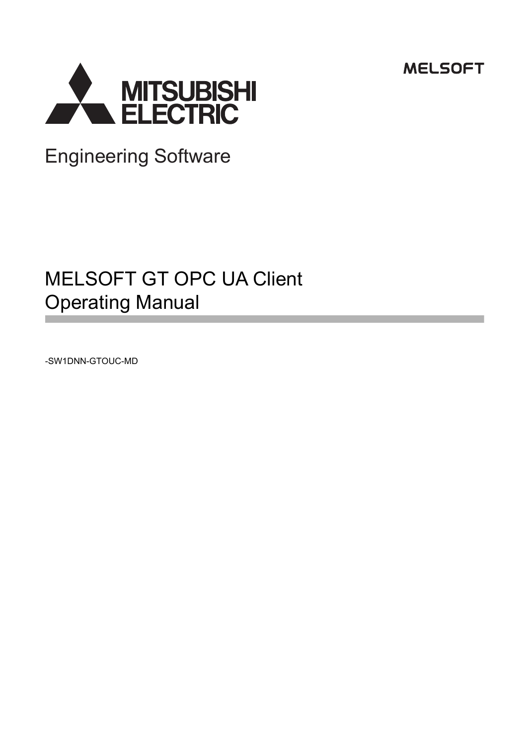MELSOFT

MITSUBISHI ELECTRIC

Engineering Software

# MELSOFT GT OPC UA Client Operating Manual

-SW1DNN-GTOUC-MD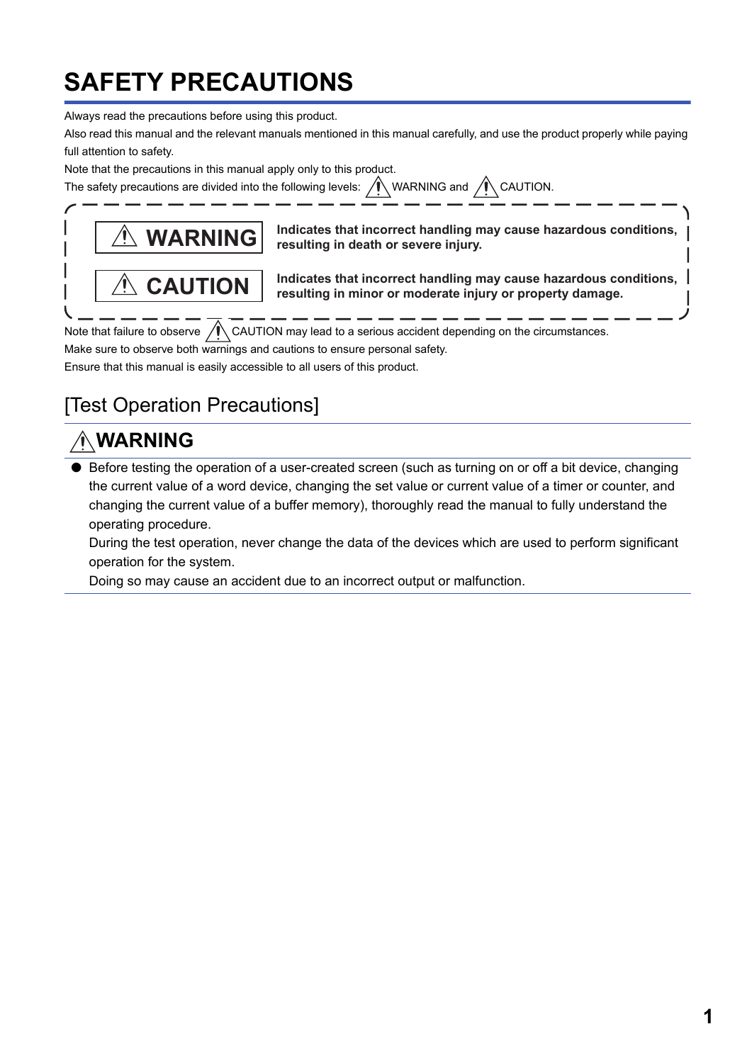# SAFETY PRECAUTIONS

Always read the precautions before using this product.

Also read this manual and the relevant manuals mentioned in this manual carefully, and use the product properly while paying full attention to safety.

Note that the precautions in this manual apply only to this product.

The safety precautions are divided into the following levels: ⚠ WARNING and ⚠ CAUTION.

| | |
|---|---|
| ⚠ **WARNING** | **Indicates that incorrect handling may cause hazardous conditions, resulting in death or severe injury.** |
| ⚠ **CAUTION** | **Indicates that incorrect handling may cause hazardous conditions, resulting in minor or moderate injury or property damage.** |

Note that failure to observe ⚠ CAUTION may lead to a serious accident depending on the circumstances.

Make sure to observe both warnings and cautions to ensure personal safety.

Ensure that this manual is easily accessible to all users of this product.

## [Test Operation Precautions]

### ⚠WARNING

- Before testing the operation of a user-created screen (such as turning on or off a bit device, changing the current value of a word device, changing the set value or current value of a timer or counter, and changing the current value of a buffer memory), thoroughly read the manual to fully understand the operating procedure.
  During the test operation, never change the data of the devices which are used to perform significant operation for the system.
  Doing so may cause an accident due to an incorrect output or malfunction.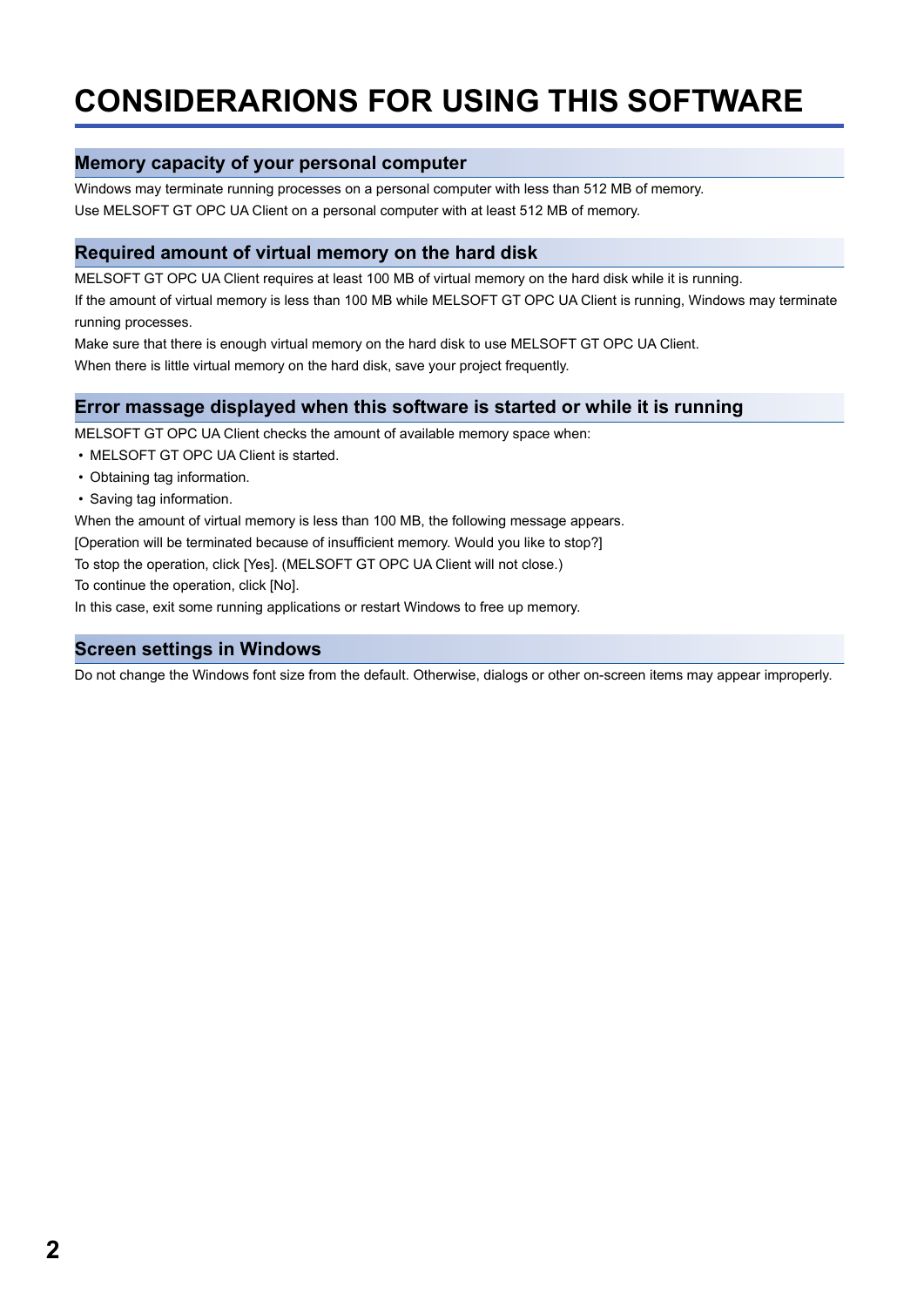# CONSIDERARIONS FOR USING THIS SOFTWARE

## Memory capacity of your personal computer

Windows may terminate running processes on a personal computer with less than 512 MB of memory.
Use MELSOFT GT OPC UA Client on a personal computer with at least 512 MB of memory.

## Required amount of virtual memory on the hard disk

MELSOFT GT OPC UA Client requires at least 100 MB of virtual memory on the hard disk while it is running.
If the amount of virtual memory is less than 100 MB while MELSOFT GT OPC UA Client is running, Windows may terminate running processes.
Make sure that there is enough virtual memory on the hard disk to use MELSOFT GT OPC UA Client.
When there is little virtual memory on the hard disk, save your project frequently.

## Error massage displayed when this software is started or while it is running

MELSOFT GT OPC UA Client checks the amount of available memory space when:

- MELSOFT GT OPC UA Client is started.
- Obtaining tag information.
- Saving tag information.

When the amount of virtual memory is less than 100 MB, the following message appears.
[Operation will be terminated because of insufficient memory. Would you like to stop?]
To stop the operation, click [Yes]. (MELSOFT GT OPC UA Client will not close.)
To continue the operation, click [No].
In this case, exit some running applications or restart Windows to free up memory.

## Screen settings in Windows

Do not change the Windows font size from the default. Otherwise, dialogs or other on-screen items may appear improperly.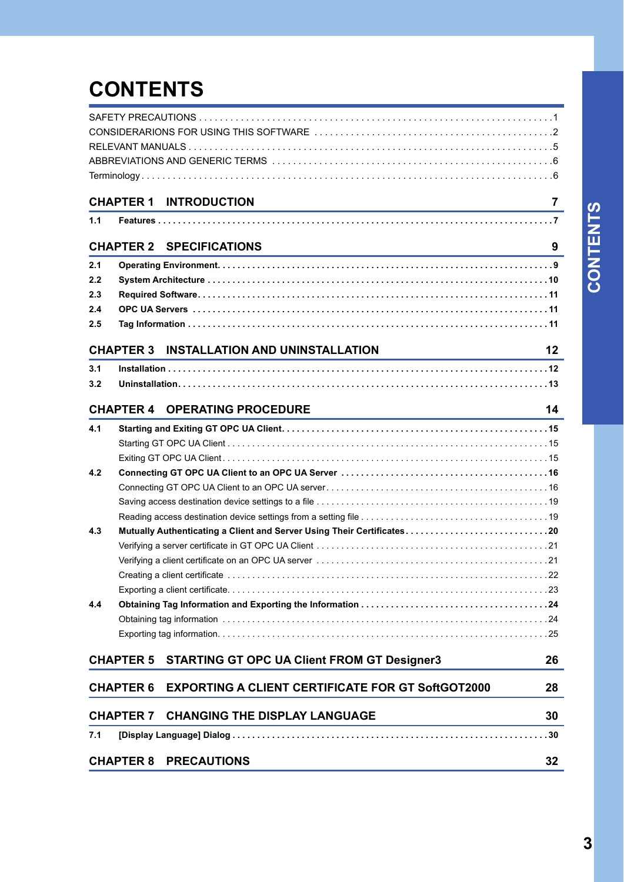# CONTENTS

SAFETY PRECAUTIONS . . . . . . . . . . . . . . . . . . . . . . . . . . . . . . . . . . . . . . . . . . . . . . . . . . . . . . . . . . . . . . . . . . . . . . . . 1
CONSIDERARIONS FOR USING THIS SOFTWARE . . . . . . . . . . . . . . . . . . . . . . . . . . . . . . . . . . . . . . . . . . . . . . . . . . . . . . . 2
RELEVANT MANUALS . . . . . . . . . . . . . . . . . . . . . . . . . . . . . . . . . . . . . . . . . . . . . . . . . . . . . . . . . . . . . . . . . . . . . . . . . . . 5
ABBREVIATIONS AND GENERIC TERMS . . . . . . . . . . . . . . . . . . . . . . . . . . . . . . . . . . . . . . . . . . . . . . . . . . . . . . . . . . . . 6
Terminology . . . . . . . . . . . . . . . . . . . . . . . . . . . . . . . . . . . . . . . . . . . . . . . . . . . . . . . . . . . . . . . . . . . . . . . . . . . . . . . . . . . 6

## CHAPTER 1 INTRODUCTION 7

**1.1 Features** . . . . . . . . . . . . . . . . . . . . . . . . . . . . . . . . . . . . . . . . . . . . . . . . . . . . . . . . . . . . . . . . . . . . . . . . . . 7

## CHAPTER 2 SPECIFICATIONS 9

**2.1 Operating Environment** . . . . . . . . . . . . . . . . . . . . . . . . . . . . . . . . . . . . . . . . . . . . . . . . . . . . . . . . . . . . . . 9
**2.2 System Architecture** . . . . . . . . . . . . . . . . . . . . . . . . . . . . . . . . . . . . . . . . . . . . . . . . . . . . . . . . . . . . . . . . 10
**2.3 Required Software** . . . . . . . . . . . . . . . . . . . . . . . . . . . . . . . . . . . . . . . . . . . . . . . . . . . . . . . . . . . . . . . . . 11
**2.4 OPC UA Servers** . . . . . . . . . . . . . . . . . . . . . . . . . . . . . . . . . . . . . . . . . . . . . . . . . . . . . . . . . . . . . . . . . . . 11
**2.5 Tag Information** . . . . . . . . . . . . . . . . . . . . . . . . . . . . . . . . . . . . . . . . . . . . . . . . . . . . . . . . . . . . . . . . . . . . 11

## CHAPTER 3 INSTALLATION AND UNINSTALLATION 12

**3.1 Installation** . . . . . . . . . . . . . . . . . . . . . . . . . . . . . . . . . . . . . . . . . . . . . . . . . . . . . . . . . . . . . . . . . . . . . . . 12
**3.2 Uninstallation** . . . . . . . . . . . . . . . . . . . . . . . . . . . . . . . . . . . . . . . . . . . . . . . . . . . . . . . . . . . . . . . . . . . . . 13

## CHAPTER 4 OPERATING PROCEDURE 14

**4.1 Starting and Exiting GT OPC UA Client** . . . . . . . . . . . . . . . . . . . . . . . . . . . . . . . . . . . . . . . . . . . . . . . . . 15
Starting GT OPC UA Client . . . . . . . . . . . . . . . . . . . . . . . . . . . . . . . . . . . . . . . . . . . . . . . . . . . . . . . . . . . . . 15
Exiting GT OPC UA Client . . . . . . . . . . . . . . . . . . . . . . . . . . . . . . . . . . . . . . . . . . . . . . . . . . . . . . . . . . . . . . 15
**4.2 Connecting GT OPC UA Client to an OPC UA Server** . . . . . . . . . . . . . . . . . . . . . . . . . . . . . . . . . . . . . . . 16
Connecting GT OPC UA Client to an OPC UA server . . . . . . . . . . . . . . . . . . . . . . . . . . . . . . . . . . . . . . . . . . 16
Saving access destination device settings to a file . . . . . . . . . . . . . . . . . . . . . . . . . . . . . . . . . . . . . . . . . . . 19
Reading access destination device settings from a setting file . . . . . . . . . . . . . . . . . . . . . . . . . . . . . . . . . . 19
**4.3 Mutually Authenticating a Client and Server Using Their Certificates** . . . . . . . . . . . . . . . . . . . . . . . . . 20
Verifying a server certificate in GT OPC UA Client . . . . . . . . . . . . . . . . . . . . . . . . . . . . . . . . . . . . . . . . . . . 21
Verifying a client certificate on an OPC UA server . . . . . . . . . . . . . . . . . . . . . . . . . . . . . . . . . . . . . . . . . . . 21
Creating a client certificate . . . . . . . . . . . . . . . . . . . . . . . . . . . . . . . . . . . . . . . . . . . . . . . . . . . . . . . . . . . . . 22
Exporting a client certificate . . . . . . . . . . . . . . . . . . . . . . . . . . . . . . . . . . . . . . . . . . . . . . . . . . . . . . . . . . . . 23
**4.4 Obtaining Tag Information and Exporting the Information** . . . . . . . . . . . . . . . . . . . . . . . . . . . . . . . . . . 24
Obtaining tag information . . . . . . . . . . . . . . . . . . . . . . . . . . . . . . . . . . . . . . . . . . . . . . . . . . . . . . . . . . . . . . 24
Exporting tag information . . . . . . . . . . . . . . . . . . . . . . . . . . . . . . . . . . . . . . . . . . . . . . . . . . . . . . . . . . . . . . 25

## CHAPTER 5 STARTING GT OPC UA Client FROM GT Designer3 26

## CHAPTER 6 EXPORTING A CLIENT CERTIFICATE FOR GT SoftGOT2000 28

## CHAPTER 7 CHANGING THE DISPLAY LANGUAGE 30

**7.1 [Display Language] Dialog** . . . . . . . . . . . . . . . . . . . . . . . . . . . . . . . . . . . . . . . . . . . . . . . . . . . . . . . . . . . 30

## CHAPTER 8 PRECAUTIONS 32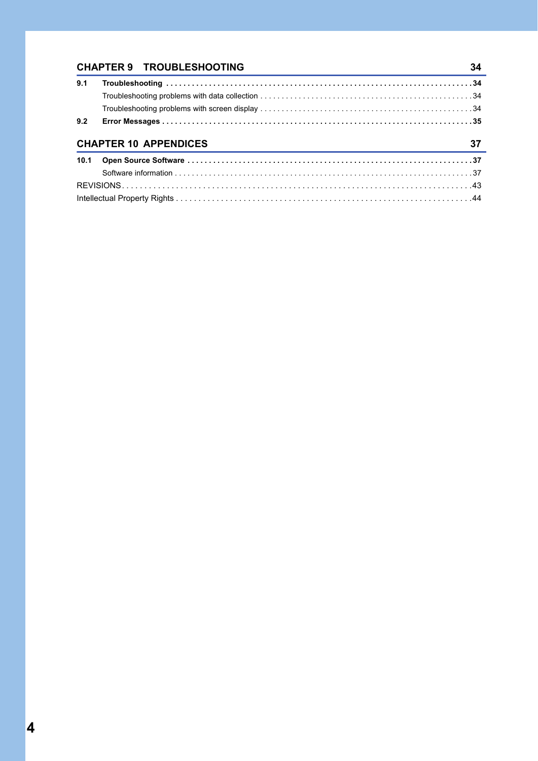## CHAPTER 9 TROUBLESHOOTING 34

**9.1 Troubleshooting** . . . . . . . . . . . . . . . . . . . . . . . . . . . . . . . . . . . . . . . . . . . . . . . . . . . . . . . . . . . . . . . . . . . . . . . . . **34**

Troubleshooting problems with data collection . . . . . . . . . . . . . . . . . . . . . . . . . . . . . . . . . . . . . . . . . . . . . . . . . 34

Troubleshooting problems with screen display . . . . . . . . . . . . . . . . . . . . . . . . . . . . . . . . . . . . . . . . . . . . . . . . . 34

**9.2 Error Messages** . . . . . . . . . . . . . . . . . . . . . . . . . . . . . . . . . . . . . . . . . . . . . . . . . . . . . . . . . . . . . . . . . . . . . . . . . **35**

## CHAPTER 10 APPENDICES 37

**10.1 Open Source Software** . . . . . . . . . . . . . . . . . . . . . . . . . . . . . . . . . . . . . . . . . . . . . . . . . . . . . . . . . . . . . . . . . . **37**

Software information . . . . . . . . . . . . . . . . . . . . . . . . . . . . . . . . . . . . . . . . . . . . . . . . . . . . . . . . . . . . . . . . . . . . . 37

REVISIONS. . . . . . . . . . . . . . . . . . . . . . . . . . . . . . . . . . . . . . . . . . . . . . . . . . . . . . . . . . . . . . . . . . . . . . . . . . . . . . . . 43

Intellectual Property Rights . . . . . . . . . . . . . . . . . . . . . . . . . . . . . . . . . . . . . . . . . . . . . . . . . . . . . . . . . . . . . . . . . . . 44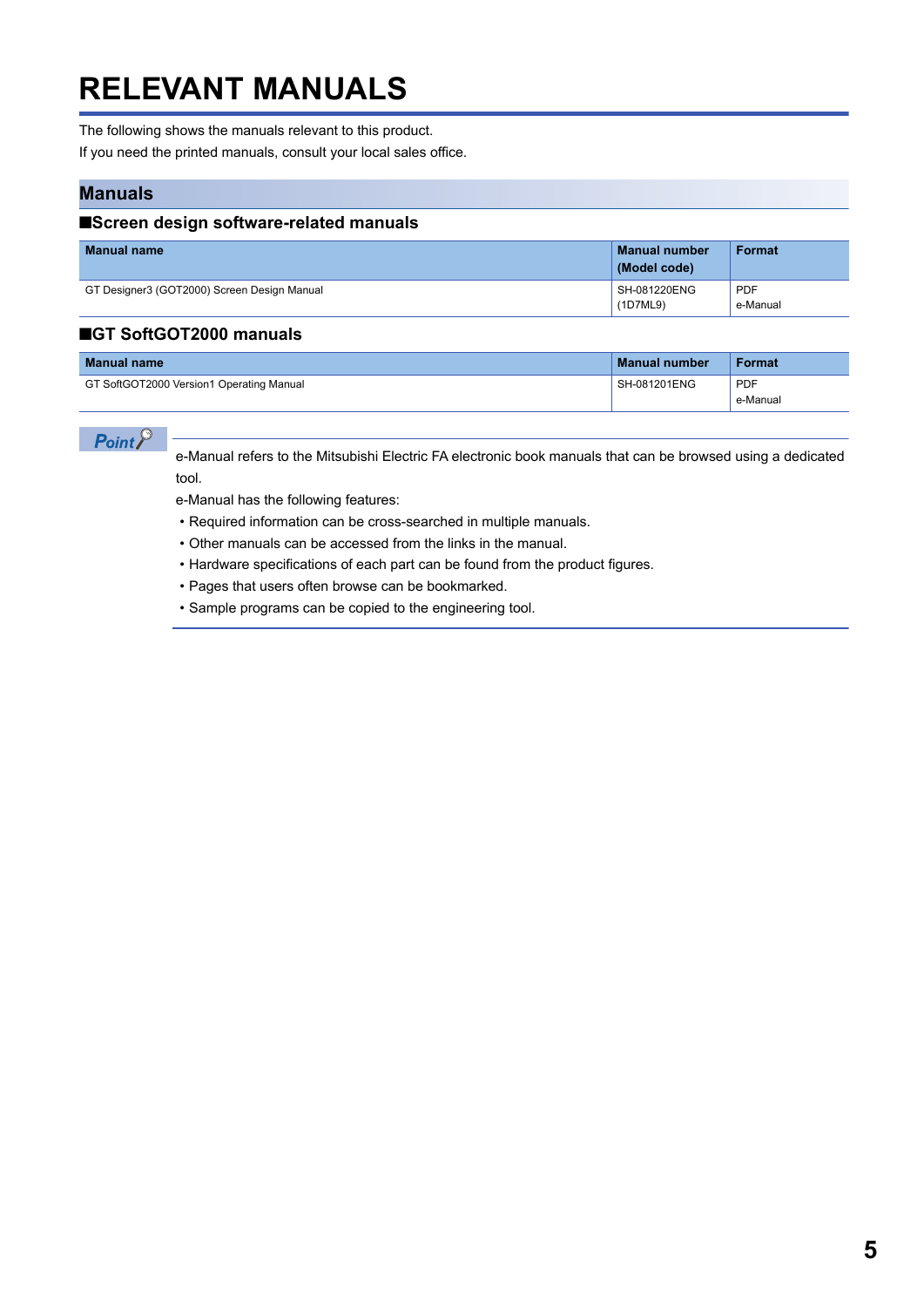# RELEVANT MANUALS

The following shows the manuals relevant to this product.
If you need the printed manuals, consult your local sales office.

## Manuals

### ■Screen design software-related manuals

| Manual name | Manual number (Model code) | Format |
|---|---|---|
| GT Designer3 (GOT2000) Screen Design Manual | SH-081220ENG (1D7ML9) | PDF e-Manual |

### ■GT SoftGOT2000 manuals

| Manual name | Manual number | Format |
|---|---|---|
| GT SoftGOT2000 Version1 Operating Manual | SH-081201ENG | PDF e-Manual |

**Point**

e-Manual refers to the Mitsubishi Electric FA electronic book manuals that can be browsed using a dedicated tool.

e-Manual has the following features:

- Required information can be cross-searched in multiple manuals.
- Other manuals can be accessed from the links in the manual.
- Hardware specifications of each part can be found from the product figures.
- Pages that users often browse can be bookmarked.
- Sample programs can be copied to the engineering tool.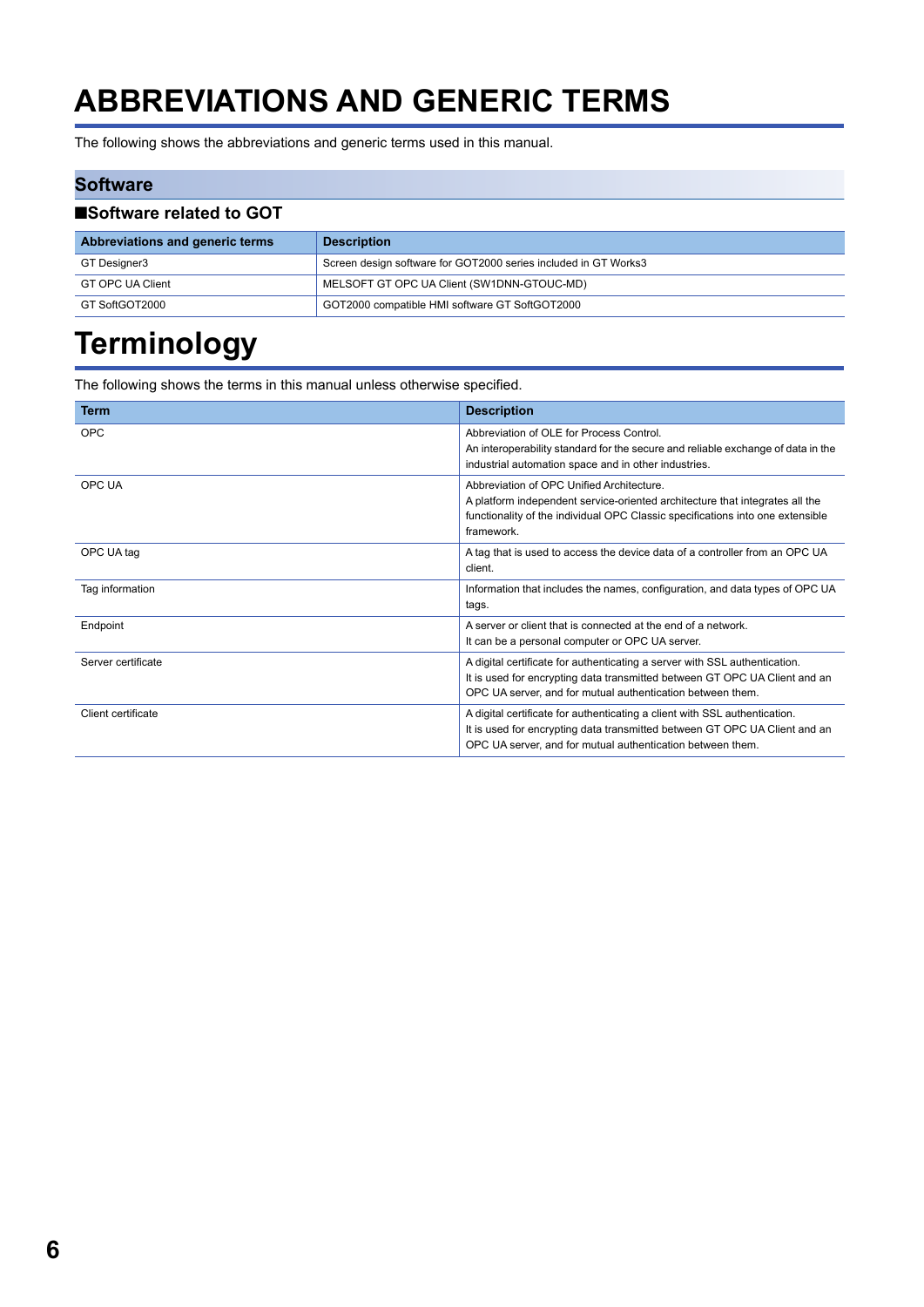# ABBREVIATIONS AND GENERIC TERMS

The following shows the abbreviations and generic terms used in this manual.

## Software

### ■Software related to GOT

| Abbreviations and generic terms | Description |
|---|---|
| GT Designer3 | Screen design software for GOT2000 series included in GT Works3 |
| GT OPC UA Client | MELSOFT GT OPC UA Client (SW1DNN-GTOUC-MD) |
| GT SoftGOT2000 | GOT2000 compatible HMI software GT SoftGOT2000 |

# Terminology

The following shows the terms in this manual unless otherwise specified.

| Term | Description |
|---|---|
| OPC | Abbreviation of OLE for Process Control.<br>An interoperability standard for the secure and reliable exchange of data in the industrial automation space and in other industries. |
| OPC UA | Abbreviation of OPC Unified Architecture.<br>A platform independent service-oriented architecture that integrates all the functionality of the individual OPC Classic specifications into one extensible framework. |
| OPC UA tag | A tag that is used to access the device data of a controller from an OPC UA client. |
| Tag information | Information that includes the names, configuration, and data types of OPC UA tags. |
| Endpoint | A server or client that is connected at the end of a network.<br>It can be a personal computer or OPC UA server. |
| Server certificate | A digital certificate for authenticating a server with SSL authentication.<br>It is used for encrypting data transmitted between GT OPC UA Client and an OPC UA server, and for mutual authentication between them. |
| Client certificate | A digital certificate for authenticating a client with SSL authentication.<br>It is used for encrypting data transmitted between GT OPC UA Client and an OPC UA server, and for mutual authentication between them. |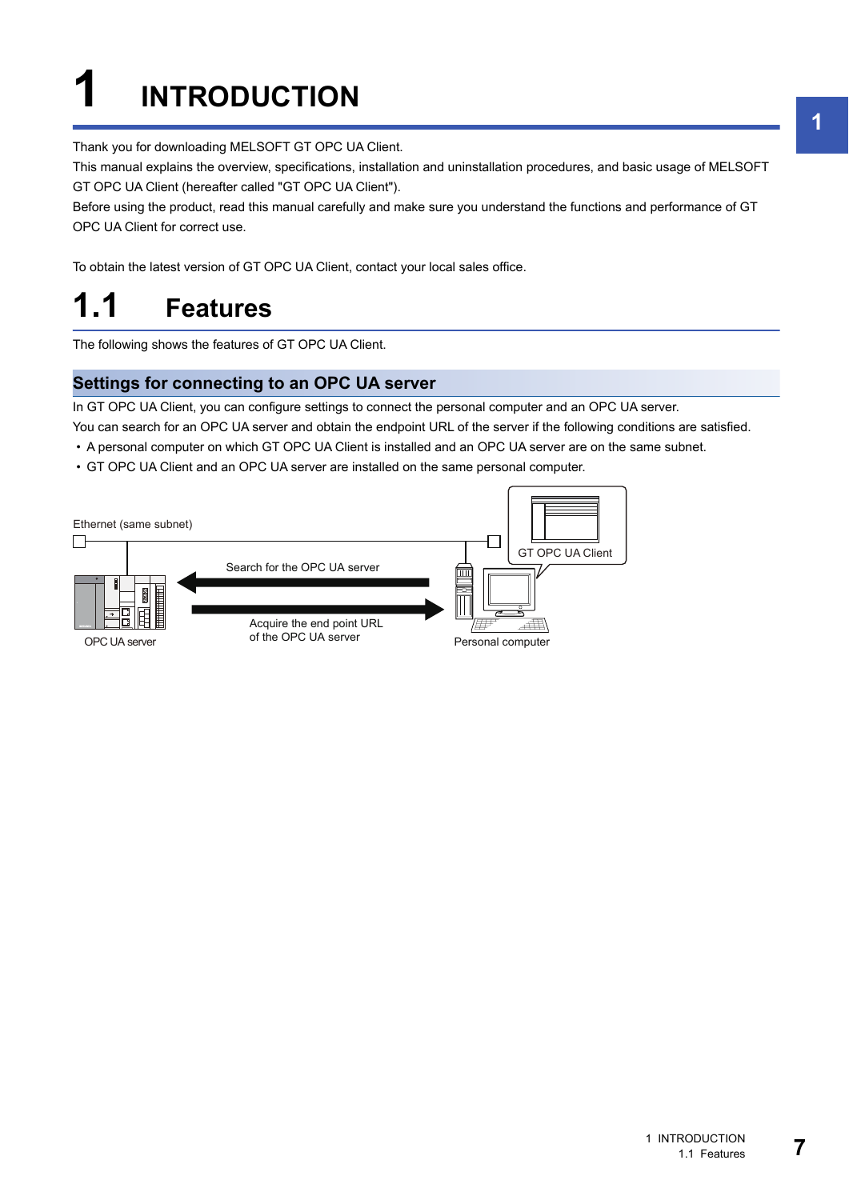# 1 INTRODUCTION

Thank you for downloading MELSOFT GT OPC UA Client.

This manual explains the overview, specifications, installation and uninstallation procedures, and basic usage of MELSOFT GT OPC UA Client (hereafter called "GT OPC UA Client").

Before using the product, read this manual carefully and make sure you understand the functions and performance of GT OPC UA Client for correct use.

To obtain the latest version of GT OPC UA Client, contact your local sales office.

## 1.1 Features

The following shows the features of GT OPC UA Client.

### Settings for connecting to an OPC UA server

In GT OPC UA Client, you can configure settings to connect the personal computer and an OPC UA server.

You can search for an OPC UA server and obtain the endpoint URL of the server if the following conditions are satisfied.

- A personal computer on which GT OPC UA Client is installed and an OPC UA server are on the same subnet.
- GT OPC UA Client and an OPC UA server are installed on the same personal computer.

Ethernet (same subnet)

GT OPC UA Client

Search for the OPC UA server

Acquire the end point URL of the OPC UA server

OPC UA server

Personal computer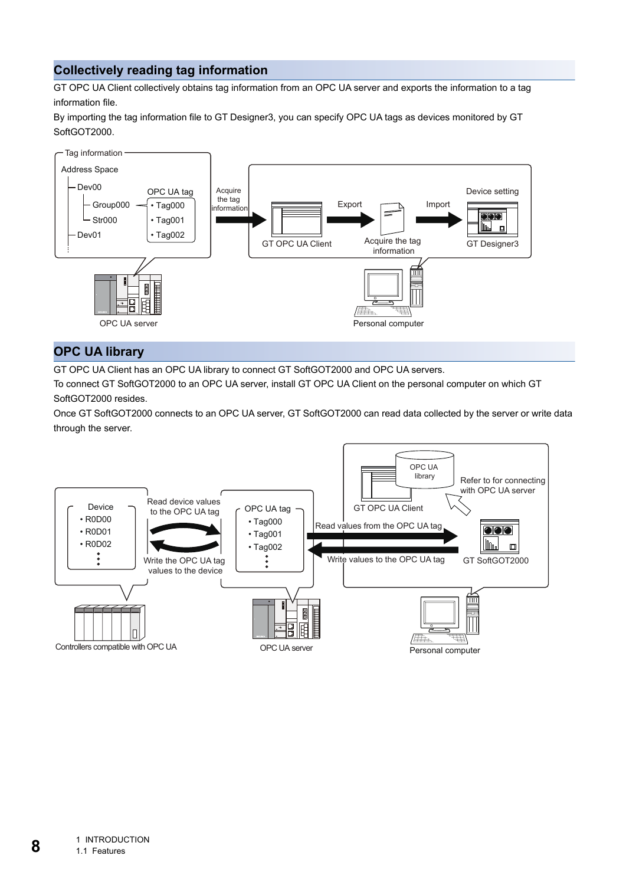## Collectively reading tag information

GT OPC UA Client collectively obtains tag information from an OPC UA server and exports the information to a tag information file.

By importing the tag information file to GT Designer3, you can specify OPC UA tags as devices monitored by GT SoftGOT2000.

## OPC UA library

GT OPC UA Client has an OPC UA library to connect GT SoftGOT2000 and OPC UA servers.

To connect GT SoftGOT2000 to an OPC UA server, install GT OPC UA Client on the personal computer on which GT SoftGOT2000 resides.

Once GT SoftGOT2000 connects to an OPC UA server, GT SoftGOT2000 can read data collected by the server or write data through the server.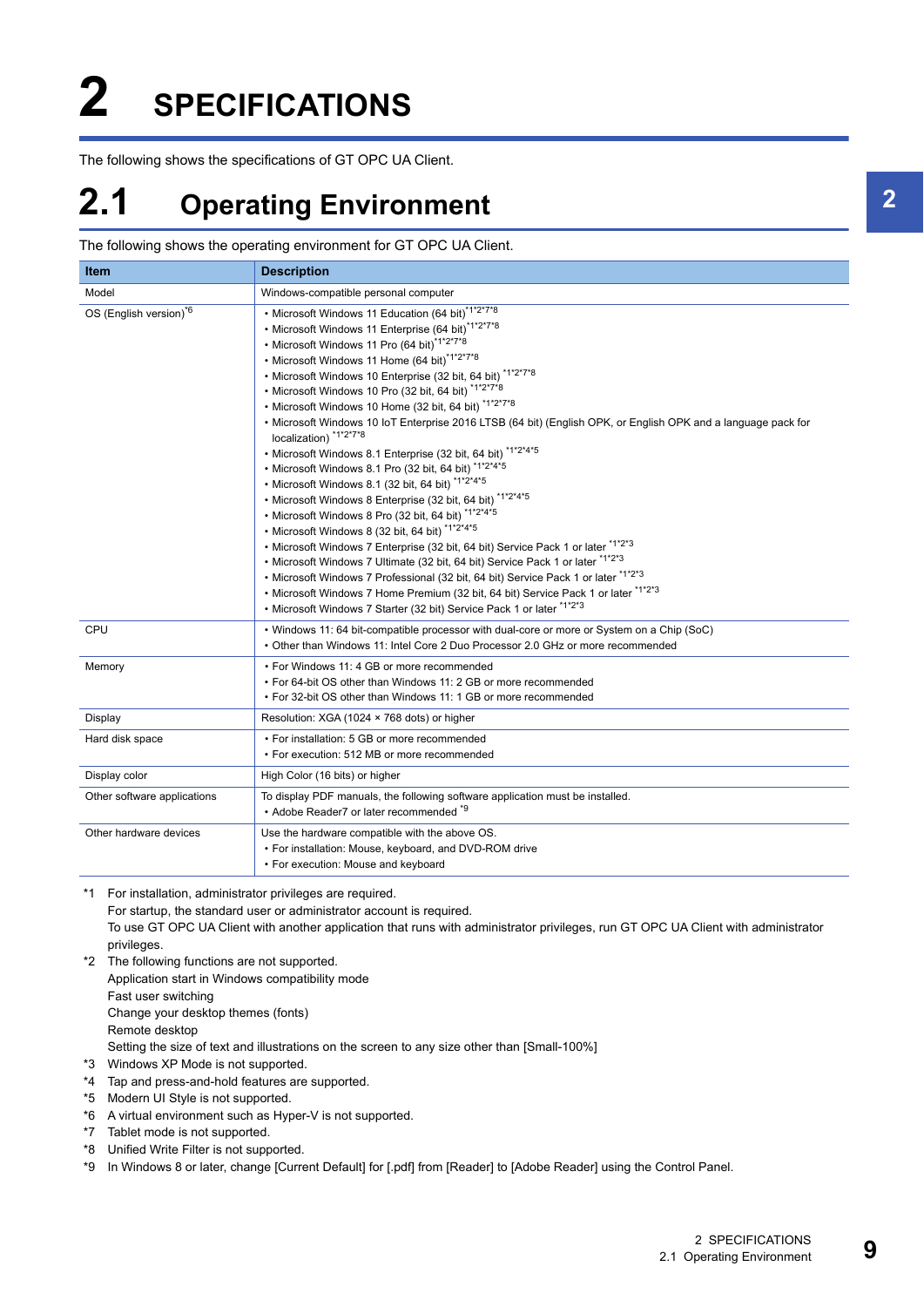# 2 SPECIFICATIONS

The following shows the specifications of GT OPC UA Client.

## 2.1 Operating Environment

The following shows the operating environment for GT OPC UA Client.

| Item | Description |
|---|---|
| Model | Windows-compatible personal computer |
| OS (English version)*6 | • Microsoft Windows 11 Education (64 bit)*1*2*7*8<br>• Microsoft Windows 11 Enterprise (64 bit)*1*2*7*8<br>• Microsoft Windows 11 Pro (64 bit)*1*2*7*8<br>• Microsoft Windows 11 Home (64 bit)*1*2*7*8<br>• Microsoft Windows 10 Enterprise (32 bit, 64 bit) *1*2*7*8<br>• Microsoft Windows 10 Pro (32 bit, 64 bit) *1*2*7*8<br>• Microsoft Windows 10 Home (32 bit, 64 bit) *1*2*7*8<br>• Microsoft Windows 10 IoT Enterprise 2016 LTSB (64 bit) (English OPK, or English OPK and a language pack for localization) *1*2*7*8<br>• Microsoft Windows 8.1 Enterprise (32 bit, 64 bit) *1*2*4*5<br>• Microsoft Windows 8.1 Pro (32 bit, 64 bit) *1*2*4*5<br>• Microsoft Windows 8.1 (32 bit, 64 bit) *1*2*4*5<br>• Microsoft Windows 8 Enterprise (32 bit, 64 bit) *1*2*4*5<br>• Microsoft Windows 8 Pro (32 bit, 64 bit) *1*2*4*5<br>• Microsoft Windows 8 (32 bit, 64 bit) *1*2*4*5<br>• Microsoft Windows 7 Enterprise (32 bit, 64 bit) Service Pack 1 or later *1*2*3<br>• Microsoft Windows 7 Ultimate (32 bit, 64 bit) Service Pack 1 or later *1*2*3<br>• Microsoft Windows 7 Professional (32 bit, 64 bit) Service Pack 1 or later *1*2*3<br>• Microsoft Windows 7 Home Premium (32 bit, 64 bit) Service Pack 1 or later *1*2*3<br>• Microsoft Windows 7 Starter (32 bit) Service Pack 1 or later *1*2*3 |
| CPU | • Windows 11: 64 bit-compatible processor with dual-core or more or System on a Chip (SoC)<br>• Other than Windows 11: Intel Core 2 Duo Processor 2.0 GHz or more recommended |
| Memory | • For Windows 11: 4 GB or more recommended<br>• For 64-bit OS other than Windows 11: 2 GB or more recommended<br>• For 32-bit OS other than Windows 11: 1 GB or more recommended |
| Display | Resolution: XGA (1024 × 768 dots) or higher |
| Hard disk space | • For installation: 5 GB or more recommended<br>• For execution: 512 MB or more recommended |
| Display color | High Color (16 bits) or higher |
| Other software applications | To display PDF manuals, the following software application must be installed.<br>• Adobe Reader7 or later recommended *9 |
| Other hardware devices | Use the hardware compatible with the above OS.<br>• For installation: Mouse, keyboard, and DVD-ROM drive<br>• For execution: Mouse and keyboard |

*1 For installation, administrator privileges are required.
For startup, the standard user or administrator account is required.
To use GT OPC UA Client with another application that runs with administrator privileges, run GT OPC UA Client with administrator privileges.

*2 The following functions are not supported.
Application start in Windows compatibility mode
Fast user switching
Change your desktop themes (fonts)
Remote desktop
Setting the size of text and illustrations on the screen to any size other than [Small-100%]

*3 Windows XP Mode is not supported.

*4 Tap and press-and-hold features are supported.

*5 Modern UI Style is not supported.

*6 A virtual environment such as Hyper-V is not supported.

*7 Tablet mode is not supported.

*8 Unified Write Filter is not supported.

*9 In Windows 8 or later, change [Current Default] for [.pdf] from [Reader] to [Adobe Reader] using the Control Panel.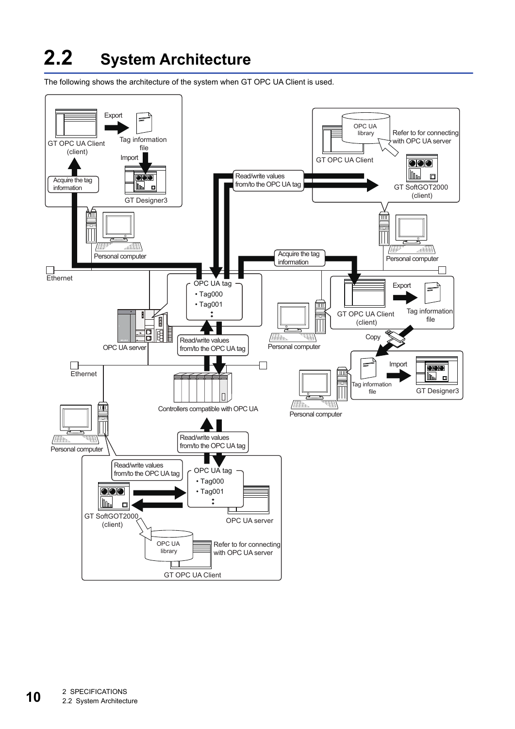## 2.2 System Architecture

The following shows the architecture of the system when GT OPC UA Client is used.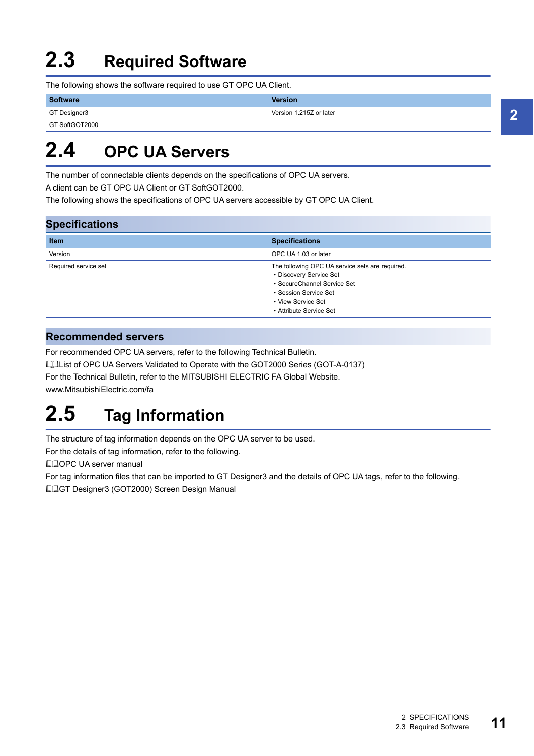## 2.3 Required Software

The following shows the software required to use GT OPC UA Client.

| Software | Version |
|---|---|
| GT Designer3 | Version 1.215Z or later |
| GT SoftGOT2000 | |

## 2.4 OPC UA Servers

The number of connectable clients depends on the specifications of OPC UA servers.
A client can be GT OPC UA Client or GT SoftGOT2000.
The following shows the specifications of OPC UA servers accessible by GT OPC UA Client.

### Specifications

| Item | Specifications |
|---|---|
| Version | OPC UA 1.03 or later |
| Required service set | The following OPC UA service sets are required.<br>• Discovery Service Set<br>• SecureChannel Service Set<br>• Session Service Set<br>• View Service Set<br>• Attribute Service Set |

### Recommended servers

For recommended OPC UA servers, refer to the following Technical Bulletin.
List of OPC UA Servers Validated to Operate with the GOT2000 Series (GOT-A-0137)
For the Technical Bulletin, refer to the MITSUBISHI ELECTRIC FA Global Website.
www.MitsubishiElectric.com/fa

## 2.5 Tag Information

The structure of tag information depends on the OPC UA server to be used.
For the details of tag information, refer to the following.
OPC UA server manual
For tag information files that can be imported to GT Designer3 and the details of OPC UA tags, refer to the following.
GT Designer3 (GOT2000) Screen Design Manual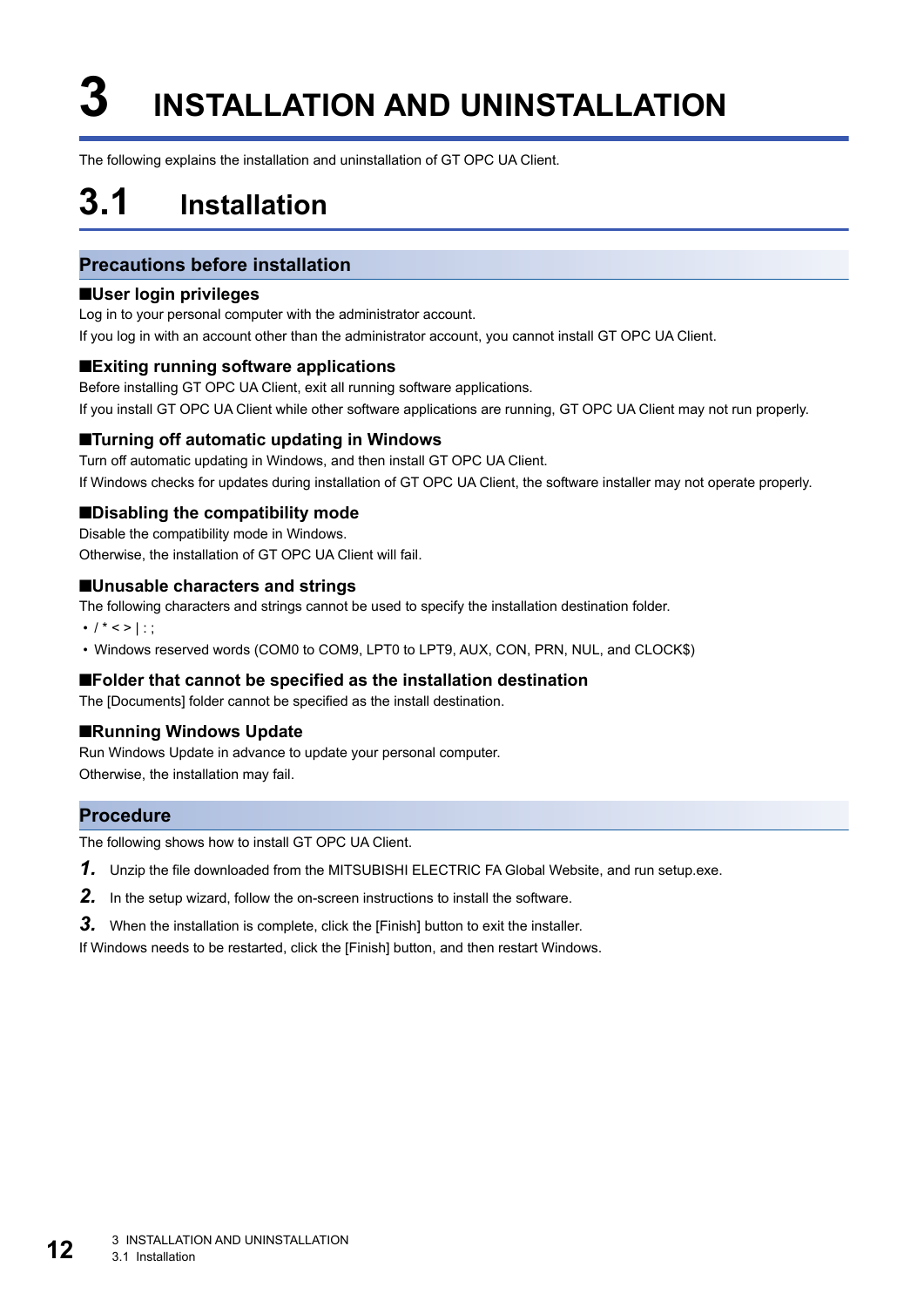# 3 INSTALLATION AND UNINSTALLATION

The following explains the installation and uninstallation of GT OPC UA Client.

## 3.1 Installation

### Precautions before installation

#### ■User login privileges

Log in to your personal computer with the administrator account.
If you log in with an account other than the administrator account, you cannot install GT OPC UA Client.

#### ■Exiting running software applications

Before installing GT OPC UA Client, exit all running software applications.
If you install GT OPC UA Client while other software applications are running, GT OPC UA Client may not run properly.

#### ■Turning off automatic updating in Windows

Turn off automatic updating in Windows, and then install GT OPC UA Client.
If Windows checks for updates during installation of GT OPC UA Client, the software installer may not operate properly.

#### ■Disabling the compatibility mode

Disable the compatibility mode in Windows.
Otherwise, the installation of GT OPC UA Client will fail.

#### ■Unusable characters and strings

The following characters and strings cannot be used to specify the installation destination folder.

- / * < > | : ;
- Windows reserved words (COM0 to COM9, LPT0 to LPT9, AUX, CON, PRN, NUL, and CLOCK$)

#### ■Folder that cannot be specified as the installation destination

The [Documents] folder cannot be specified as the install destination.

#### ■Running Windows Update

Run Windows Update in advance to update your personal computer.
Otherwise, the installation may fail.

### Procedure

The following shows how to install GT OPC UA Client.

1. Unzip the file downloaded from the MITSUBISHI ELECTRIC FA Global Website, and run setup.exe.
2. In the setup wizard, follow the on-screen instructions to install the software.
3. When the installation is complete, click the [Finish] button to exit the installer.

If Windows needs to be restarted, click the [Finish] button, and then restart Windows.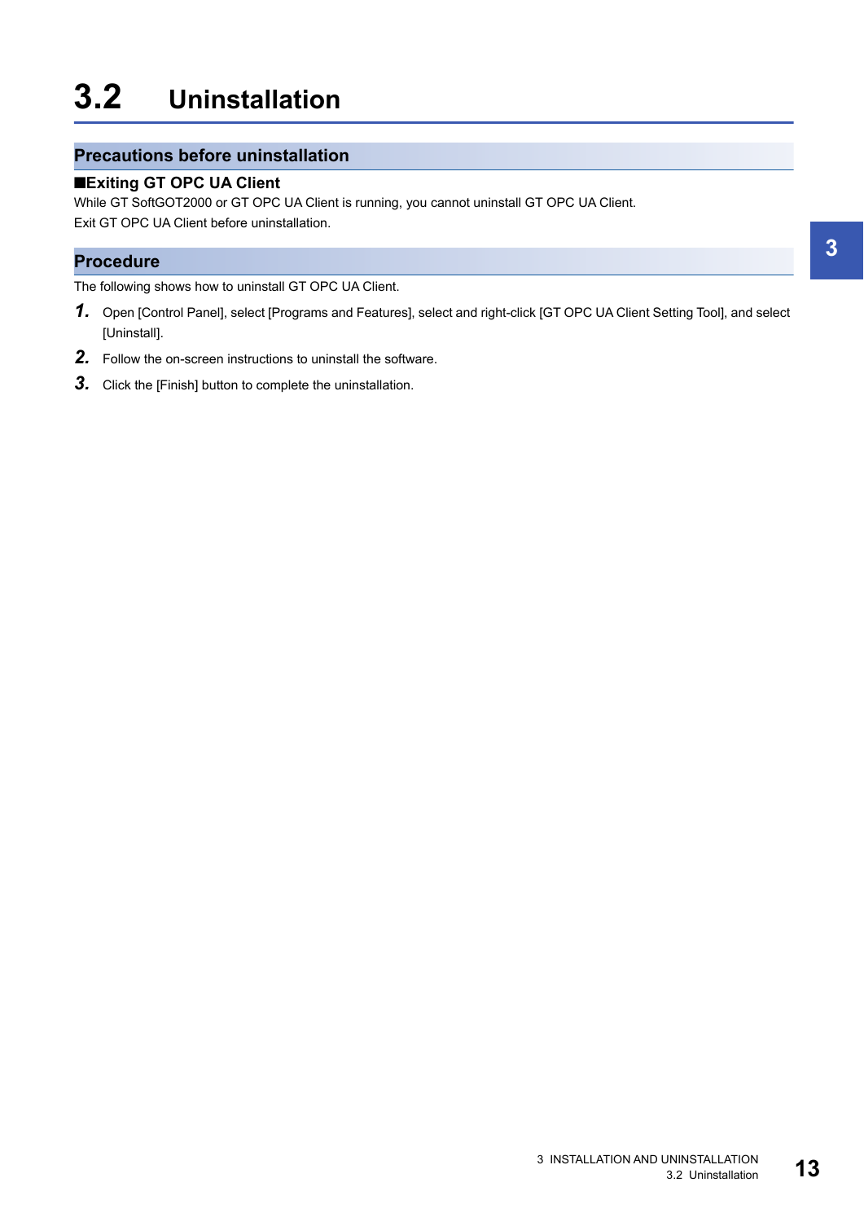# 3.2 Uninstallation

## Precautions before uninstallation

### ■Exiting GT OPC UA Client

While GT SoftGOT2000 or GT OPC UA Client is running, you cannot uninstall GT OPC UA Client.
Exit GT OPC UA Client before uninstallation.

## Procedure

The following shows how to uninstall GT OPC UA Client.

1. Open [Control Panel], select [Programs and Features], select and right-click [GT OPC UA Client Setting Tool], and select [Uninstall].
2. Follow the on-screen instructions to uninstall the software.
3. Click the [Finish] button to complete the uninstallation.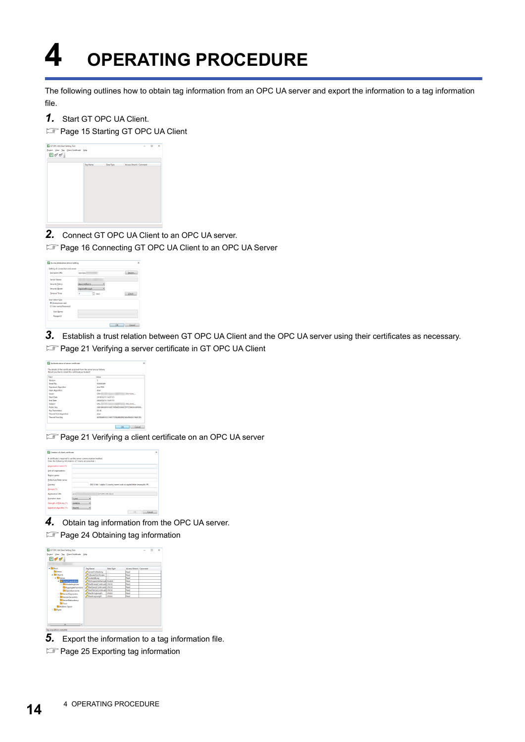# 4 OPERATING PROCEDURE

The following outlines how to obtain tag information from an OPC UA server and export the information to a tag information file.

**1.** Start GT OPC UA Client.

☞ Page 15 Starting GT OPC UA Client

**2.** Connect GT OPC UA Client to an OPC UA server.

☞ Page 16 Connecting GT OPC UA Client to an OPC UA Server

**3.** Establish a trust relation between GT OPC UA Client and the OPC UA server using their certificates as necessary.

☞ Page 21 Verifying a server certificate in GT OPC UA Client

☞ Page 21 Verifying a client certificate on an OPC UA server

**4.** Obtain tag information from the OPC UA server.

☞ Page 24 Obtaining tag information

**5.** Export the information to a tag information file.

☞ Page 25 Exporting tag information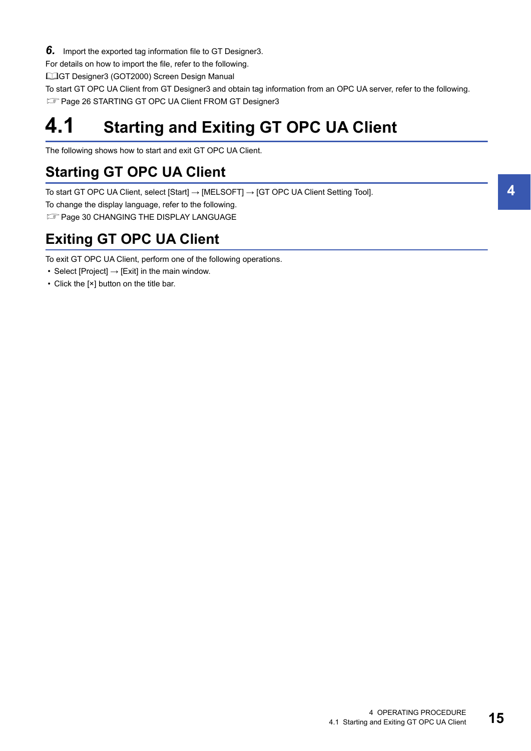**6.** Import the exported tag information file to GT Designer3.

For details on how to import the file, refer to the following.

GT Designer3 (GOT2000) Screen Design Manual

To start GT OPC UA Client from GT Designer3 and obtain tag information from an OPC UA server, refer to the following.

Page 26 STARTING GT OPC UA Client FROM GT Designer3

# 4.1 Starting and Exiting GT OPC UA Client

The following shows how to start and exit GT OPC UA Client.

## Starting GT OPC UA Client

To start GT OPC UA Client, select [Start] → [MELSOFT] → [GT OPC UA Client Setting Tool].

To change the display language, refer to the following.

Page 30 CHANGING THE DISPLAY LANGUAGE

## Exiting GT OPC UA Client

To exit GT OPC UA Client, perform one of the following operations.

- Select [Project] → [Exit] in the main window.
- Click the [×] button on the title bar.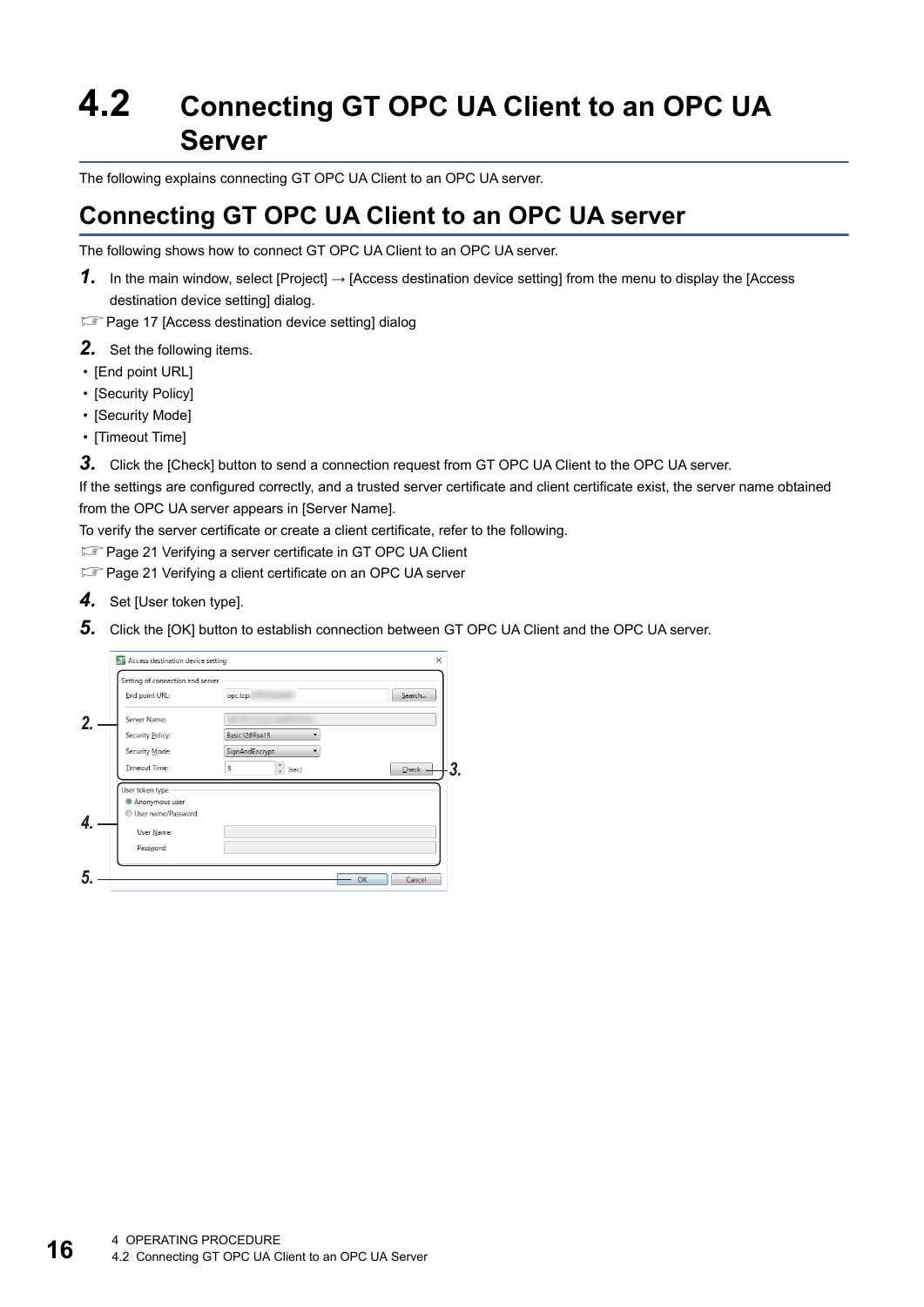# 4.2 Connecting GT OPC UA Client to an OPC UA Server

The following explains connecting GT OPC UA Client to an OPC UA server.

## Connecting GT OPC UA Client to an OPC UA server

The following shows how to connect GT OPC UA Client to an OPC UA server.

**1.** In the main window, select [Project] → [Access destination device setting] from the menu to display the [Access destination device setting] dialog.

☞ Page 17 [Access destination device setting] dialog

**2.** Set the following items.

- [End point URL]
- [Security Policy]
- [Security Mode]
- [Timeout Time]

**3.** Click the [Check] button to send a connection request from GT OPC UA Client to the OPC UA server.

If the settings are configured correctly, and a trusted server certificate and client certificate exist, the server name obtained from the OPC UA server appears in [Server Name].

To verify the server certificate or create a client certificate, refer to the following.

☞ Page 21 Verifying a server certificate in GT OPC UA Client

☞ Page 21 Verifying a client certificate on an OPC UA server

**4.** Set [User token type].

**5.** Click the [OK] button to establish connection between GT OPC UA Client and the OPC UA server.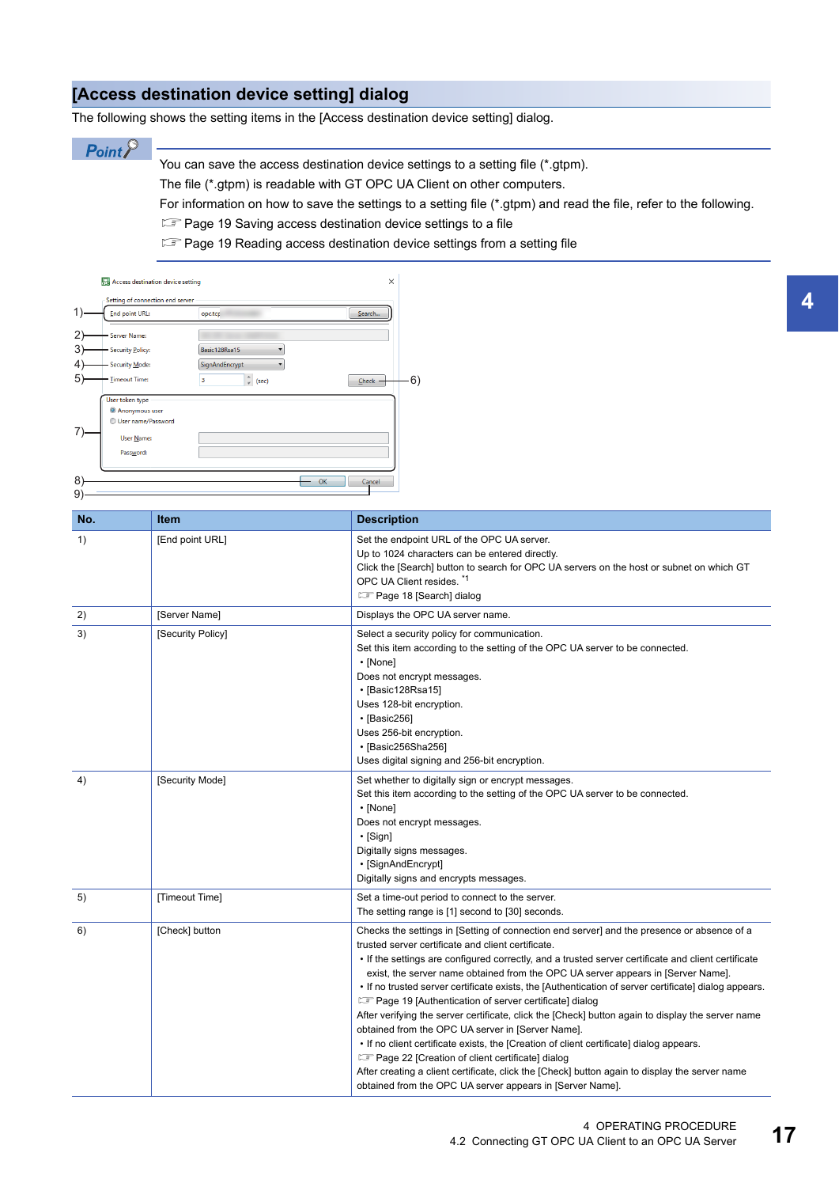## [Access destination device setting] dialog

The following shows the setting items in the [Access destination device setting] dialog.

**Point**

You can save the access destination device settings to a setting file (*.gtpm).

The file (*.gtpm) is readable with GT OPC UA Client on other computers.

For information on how to save the settings to a setting file (*.gtpm) and read the file, refer to the following.

☞ Page 19 Saving access destination device settings to a file

☞ Page 19 Reading access destination device settings from a setting file

| No. | Item | Description |
|---|---|---|
| 1) | [End point URL] | Set the endpoint URL of the OPC UA server.<br>Up to 1024 characters can be entered directly.<br>Click the [Search] button to search for OPC UA servers on the host or subnet on which GT OPC UA Client resides. *1<br>☞ Page 18 [Search] dialog |
| 2) | [Server Name] | Displays the OPC UA server name. |
| 3) | [Security Policy] | Select a security policy for communication.<br>Set this item according to the setting of the OPC UA server to be connected.<br>• [None]<br>Does not encrypt messages.<br>• [Basic128Rsa15]<br>Uses 128-bit encryption.<br>• [Basic256]<br>Uses 256-bit encryption.<br>• [Basic256Sha256]<br>Uses digital signing and 256-bit encryption. |
| 4) | [Security Mode] | Set whether to digitally sign or encrypt messages.<br>Set this item according to the setting of the OPC UA server to be connected.<br>• [None]<br>Does not encrypt messages.<br>• [Sign]<br>Digitally signs messages.<br>• [SignAndEncrypt]<br>Digitally signs and encrypts messages. |
| 5) | [Timeout Time] | Set a time-out period to connect to the server.<br>The setting range is [1] second to [30] seconds. |
| 6) | [Check] button | Checks the settings in [Setting of connection end server] and the presence or absence of a trusted server certificate and client certificate.<br>• If the settings are configured correctly, and a trusted server certificate and client certificate exist, the server name obtained from the OPC UA server appears in [Server Name].<br>• If no trusted server certificate exists, the [Authentication of server certificate] dialog appears.<br>☞ Page 19 [Authentication of server certificate] dialog<br>After verifying the server certificate, click the [Check] button again to display the server name obtained from the OPC UA server in [Server Name].<br>• If no client certificate exists, the [Creation of client certificate] dialog appears.<br>☞ Page 22 [Creation of client certificate] dialog<br>After creating a client certificate, click the [Check] button again to display the server name obtained from the OPC UA server appears in [Server Name]. |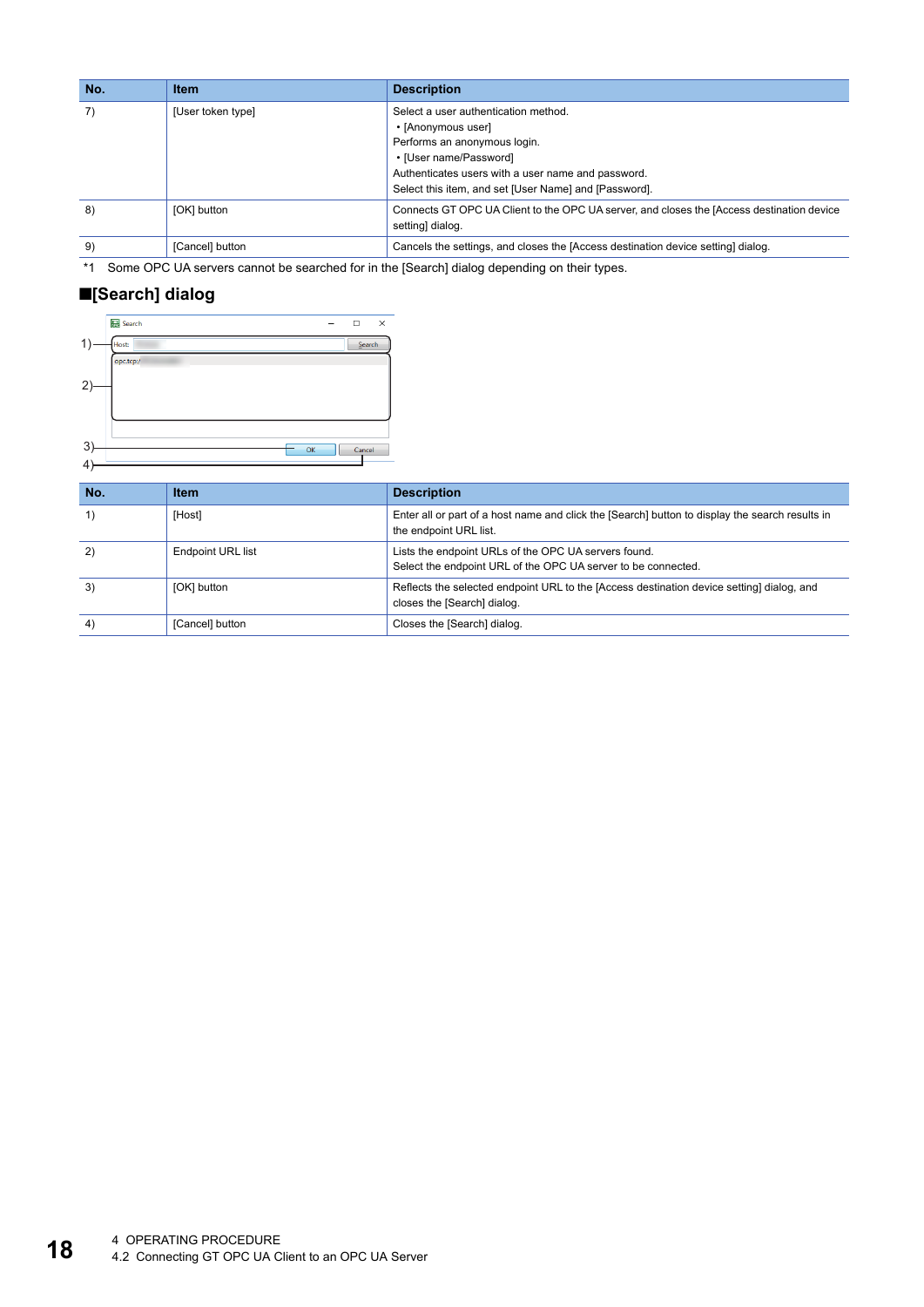| No. | Item | Description |
|---|---|---|
| 7) | [User token type] | Select a user authentication method.<br>• [Anonymous user]<br>Performs an anonymous login.<br>• [User name/Password]<br>Authenticates users with a user name and password.<br>Select this item, and set [User Name] and [Password]. |
| 8) | [OK] button | Connects GT OPC UA Client to the OPC UA server, and closes the [Access destination device setting] dialog. |
| 9) | [Cancel] button | Cancels the settings, and closes the [Access destination device setting] dialog. |

*1 Some OPC UA servers cannot be searched for in the [Search] dialog depending on their types.

## ■[Search] dialog

| No. | Item | Description |
|---|---|---|
| 1) | [Host] | Enter all or part of a host name and click the [Search] button to display the search results in the endpoint URL list. |
| 2) | Endpoint URL list | Lists the endpoint URLs of the OPC UA servers found.<br>Select the endpoint URL of the OPC UA server to be connected. |
| 3) | [OK] button | Reflects the selected endpoint URL to the [Access destination device setting] dialog, and closes the [Search] dialog. |
| 4) | [Cancel] button | Closes the [Search] dialog. |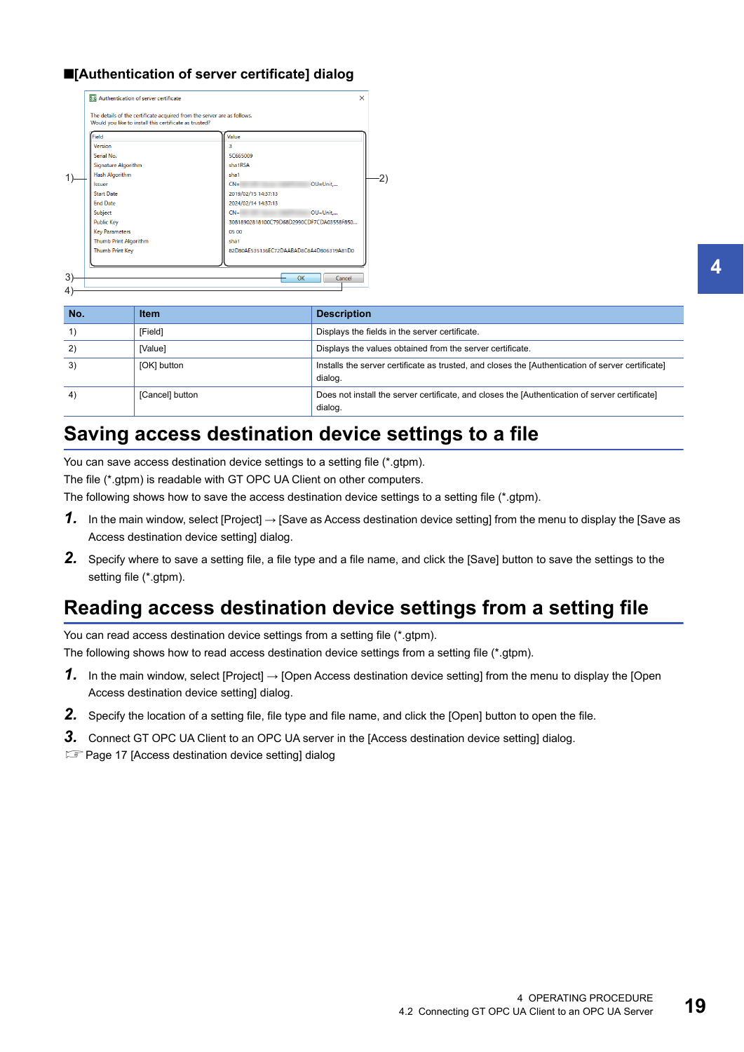■[Authentication of server certificate] dialog

| No. | Item | Description |
|---|---|---|
| 1) | [Field] | Displays the fields in the server certificate. |
| 2) | [Value] | Displays the values obtained from the server certificate. |
| 3) | [OK] button | Installs the server certificate as trusted, and closes the [Authentication of server certificate] dialog. |
| 4) | [Cancel] button | Does not install the server certificate, and closes the [Authentication of server certificate] dialog. |

## Saving access destination device settings to a file

You can save access destination device settings to a setting file (*.gtpm).
The file (*.gtpm) is readable with GT OPC UA Client on other computers.
The following shows how to save the access destination device settings to a setting file (*.gtpm).

1. In the main window, select [Project] → [Save as Access destination device setting] from the menu to display the [Save as Access destination device setting] dialog.
2. Specify where to save a setting file, a file type and a file name, and click the [Save] button to save the settings to the setting file (*.gtpm).

## Reading access destination device settings from a setting file

You can read access destination device settings from a setting file (*.gtpm).
The following shows how to read access destination device settings from a setting file (*.gtpm).

1. In the main window, select [Project] → [Open Access destination device setting] from the menu to display the [Open Access destination device setting] dialog.
2. Specify the location of a setting file, file type and file name, and click the [Open] button to open the file.
3. Connect GT OPC UA Client to an OPC UA server in the [Access destination device setting] dialog.

☞ Page 17 [Access destination device setting] dialog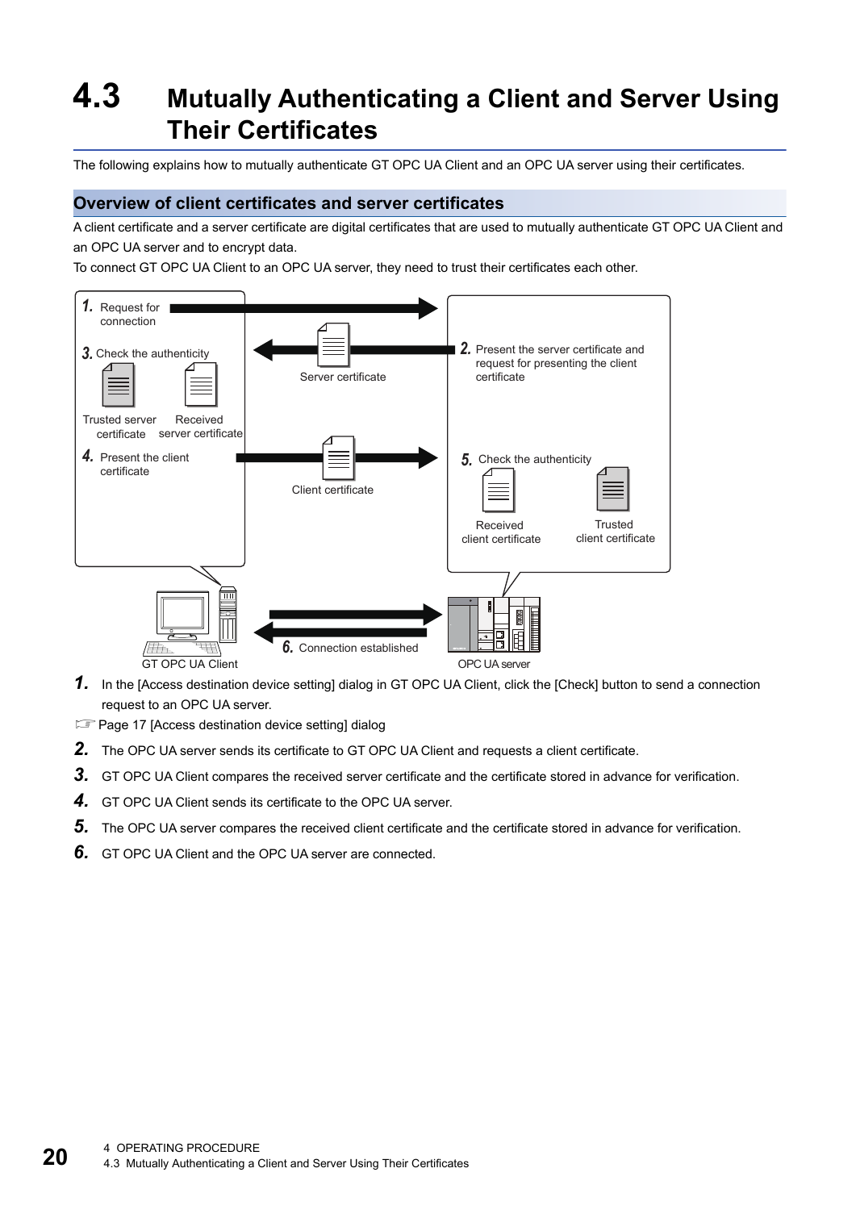# 4.3 Mutually Authenticating a Client and Server Using Their Certificates

The following explains how to mutually authenticate GT OPC UA Client and an OPC UA server using their certificates.

## Overview of client certificates and server certificates

A client certificate and a server certificate are digital certificates that are used to mutually authenticate GT OPC UA Client and an OPC UA server and to encrypt data.

To connect GT OPC UA Client to an OPC UA server, they need to trust their certificates each other.

1. Request for connection
2. Present the server certificate and request for presenting the client certificate
3. Check the authenticity
4. Present the client certificate
5. Check the authenticity
6. Connection established

Server certificate

Client certificate

Trusted server certificate

Received server certificate

Received client certificate

Trusted client certificate

GT OPC UA Client

OPC UA server

**1.** In the [Access destination device setting] dialog in GT OPC UA Client, click the [Check] button to send a connection request to an OPC UA server.

☞ Page 17 [Access destination device setting] dialog

**2.** The OPC UA server sends its certificate to GT OPC UA Client and requests a client certificate.

**3.** GT OPC UA Client compares the received server certificate and the certificate stored in advance for verification.

**4.** GT OPC UA Client sends its certificate to the OPC UA server.

**5.** The OPC UA server compares the received client certificate and the certificate stored in advance for verification.

**6.** GT OPC UA Client and the OPC UA server are connected.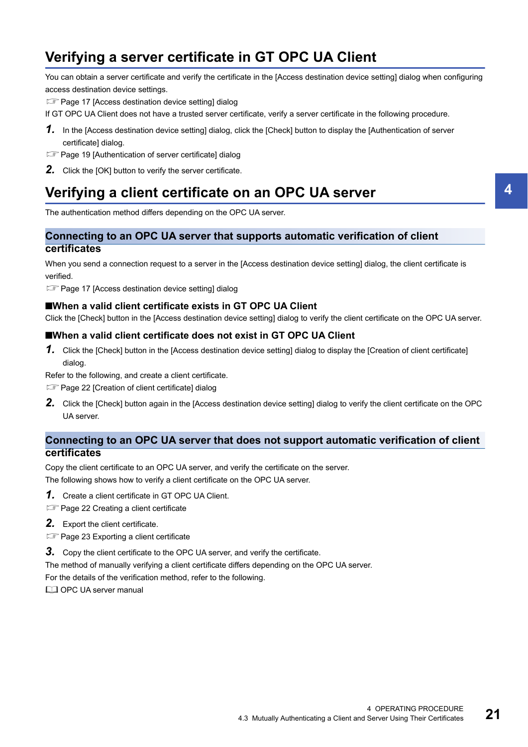## Verifying a server certificate in GT OPC UA Client

You can obtain a server certificate and verify the certificate in the [Access destination device setting] dialog when configuring access destination device settings.

☞ Page 17 [Access destination device setting] dialog

If GT OPC UA Client does not have a trusted server certificate, verify a server certificate in the following procedure.

**1.** In the [Access destination device setting] dialog, click the [Check] button to display the [Authentication of server certificate] dialog.

☞ Page 19 [Authentication of server certificate] dialog

**2.** Click the [OK] button to verify the server certificate.

## Verifying a client certificate on an OPC UA server

The authentication method differs depending on the OPC UA server.

### Connecting to an OPC UA server that supports automatic verification of client certificates

When you send a connection request to a server in the [Access destination device setting] dialog, the client certificate is verified.

☞ Page 17 [Access destination device setting] dialog

#### ■When a valid client certificate exists in GT OPC UA Client

Click the [Check] button in the [Access destination device setting] dialog to verify the client certificate on the OPC UA server.

#### ■When a valid client certificate does not exist in GT OPC UA Client

**1.** Click the [Check] button in the [Access destination device setting] dialog to display the [Creation of client certificate] dialog.

Refer to the following, and create a client certificate.

☞ Page 22 [Creation of client certificate] dialog

**2.** Click the [Check] button again in the [Access destination device setting] dialog to verify the client certificate on the OPC UA server.

### Connecting to an OPC UA server that does not support automatic verification of client certificates

Copy the client certificate to an OPC UA server, and verify the certificate on the server.

The following shows how to verify a client certificate on the OPC UA server.

**1.** Create a client certificate in GT OPC UA Client.

☞ Page 22 Creating a client certificate

**2.** Export the client certificate.

☞ Page 23 Exporting a client certificate

**3.** Copy the client certificate to the OPC UA server, and verify the certificate.

The method of manually verifying a client certificate differs depending on the OPC UA server.

For the details of the verification method, refer to the following.

📖 OPC UA server manual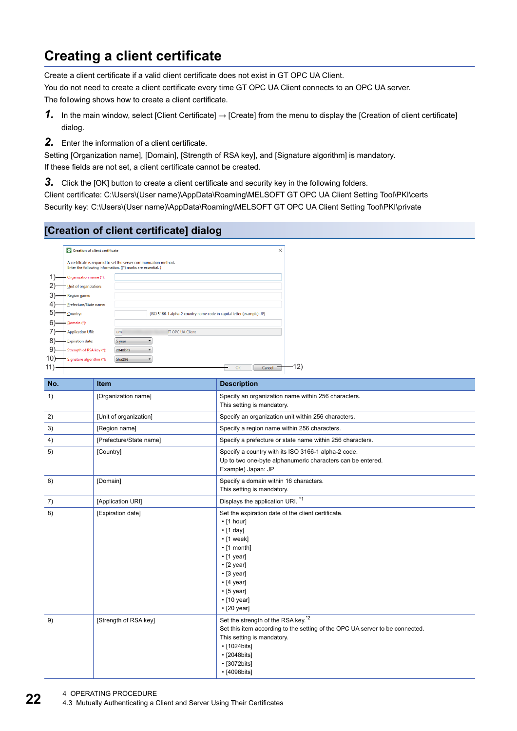# Creating a client certificate

Create a client certificate if a valid client certificate does not exist in GT OPC UA Client.
You do not need to create a client certificate every time GT OPC UA Client connects to an OPC UA server.
The following shows how to create a client certificate.

*1.* In the main window, select [Client Certificate] → [Create] from the menu to display the [Creation of client certificate] dialog.

*2.* Enter the information of a client certificate.

Setting [Organization name], [Domain], [Strength of RSA key], and [Signature algorithm] is mandatory.
If these fields are not set, a client certificate cannot be created.

*3.* Click the [OK] button to create a client certificate and security key in the following folders.

Client certificate: C:\Users\(User name)\AppData\Roaming\MELSOFT GT OPC UA Client Setting Tool\PKI\certs
Security key: C:\Users\(User name)\AppData\Roaming\MELSOFT GT OPC UA Client Setting Tool\PKI\private

## [Creation of client certificate] dialog

| No. | Item | Description |
|---|---|---|
| 1) | [Organization name] | Specify an organization name within 256 characters.<br>This setting is mandatory. |
| 2) | [Unit of organization] | Specify an organization unit within 256 characters. |
| 3) | [Region name] | Specify a region name within 256 characters. |
| 4) | [Prefecture/State name] | Specify a prefecture or state name within 256 characters. |
| 5) | [Country] | Specify a country with its ISO 3166-1 alpha-2 code.<br>Up to two one-byte alphanumeric characters can be entered.<br>Example) Japan: JP |
| 6) | [Domain] | Specify a domain within 16 characters.<br>This setting is mandatory. |
| 7) | [Application URI] | Displays the application URI. *1 |
| 8) | [Expiration date] | Set the expiration date of the client certificate.<br>• [1 hour]<br>• [1 day]<br>• [1 week]<br>• [1 month]<br>• [1 year]<br>• [2 year]<br>• [3 year]<br>• [4 year]<br>• [5 year]<br>• [10 year]<br>• [20 year] |
| 9) | [Strength of RSA key] | Set the strength of the RSA key. *2<br>Set this item according to the setting of the OPC UA server to be connected.<br>This setting is mandatory.<br>• [1024bits]<br>• [2048bits]<br>• [3072bits]<br>• [4096bits] |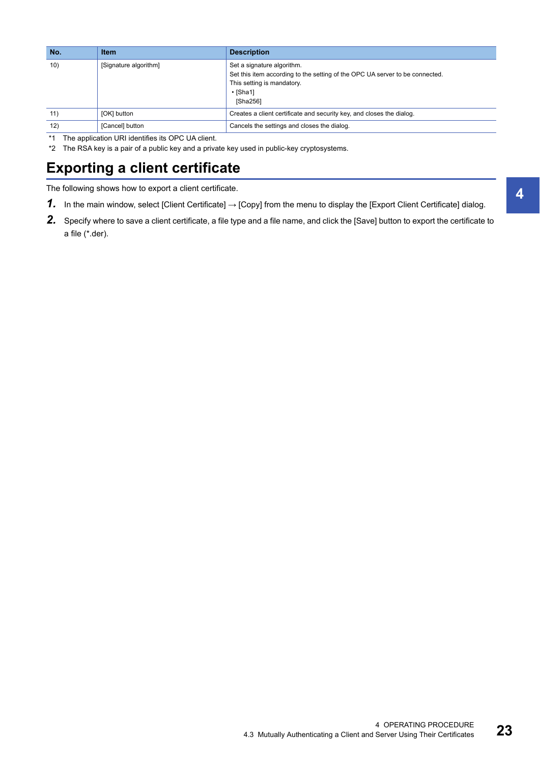| No. | Item | Description |
|---|---|---|
| 10) | [Signature algorithm] | Set a signature algorithm.<br>Set this item according to the setting of the OPC UA server to be connected.<br>This setting is mandatory.<br>• [Sha1]<br>[Sha256] |
| 11) | [OK] button | Creates a client certificate and security key, and closes the dialog. |
| 12) | [Cancel] button | Cancels the settings and closes the dialog. |

*1 The application URI identifies its OPC UA client.

*2 The RSA key is a pair of a public key and a private key used in public-key cryptosystems.

## Exporting a client certificate

The following shows how to export a client certificate.

**1.** In the main window, select [Client Certificate] → [Copy] from the menu to display the [Export Client Certificate] dialog.

**2.** Specify where to save a client certificate, a file type and a file name, and click the [Save] button to export the certificate to a file (*.der).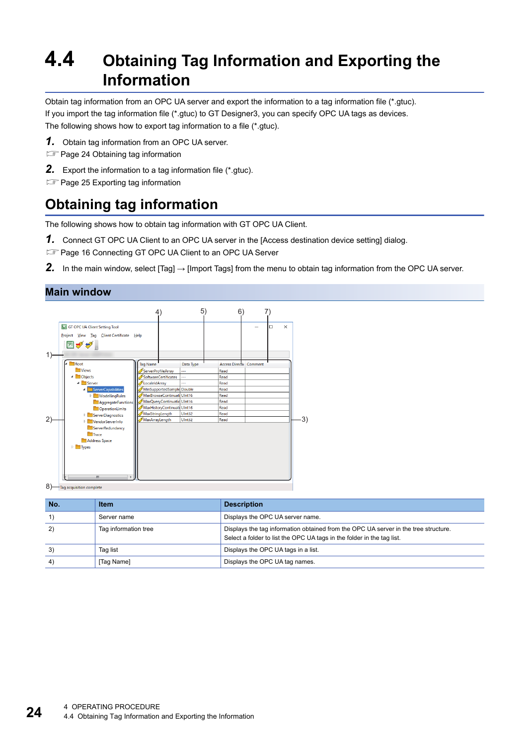# 4.4 Obtaining Tag Information and Exporting the Information

Obtain tag information from an OPC UA server and export the information to a tag information file (*.gtuc).
If you import the tag information file (*.gtuc) to GT Designer3, you can specify OPC UA tags as devices.
The following shows how to export tag information to a file (*.gtuc).

**1.** Obtain tag information from an OPC UA server.
☞ Page 24 Obtaining tag information

**2.** Export the information to a tag information file (*.gtuc).
☞ Page 25 Exporting tag information

## Obtaining tag information

The following shows how to obtain tag information with GT OPC UA Client.

**1.** Connect GT OPC UA Client to an OPC UA server in the [Access destination device setting] dialog.
☞ Page 16 Connecting GT OPC UA Client to an OPC UA Server

**2.** In the main window, select [Tag] → [Import Tags] from the menu to obtain tag information from the OPC UA server.

### Main window

| No. | Item | Description |
|---|---|---|
| 1) | Server name | Displays the OPC UA server name. |
| 2) | Tag information tree | Displays the tag information obtained from the OPC UA server in the tree structure. Select a folder to list the OPC UA tags in the folder in the tag list. |
| 3) | Tag list | Displays the OPC UA tags in a list. |
| 4) | [Tag Name] | Displays the OPC UA tag names. |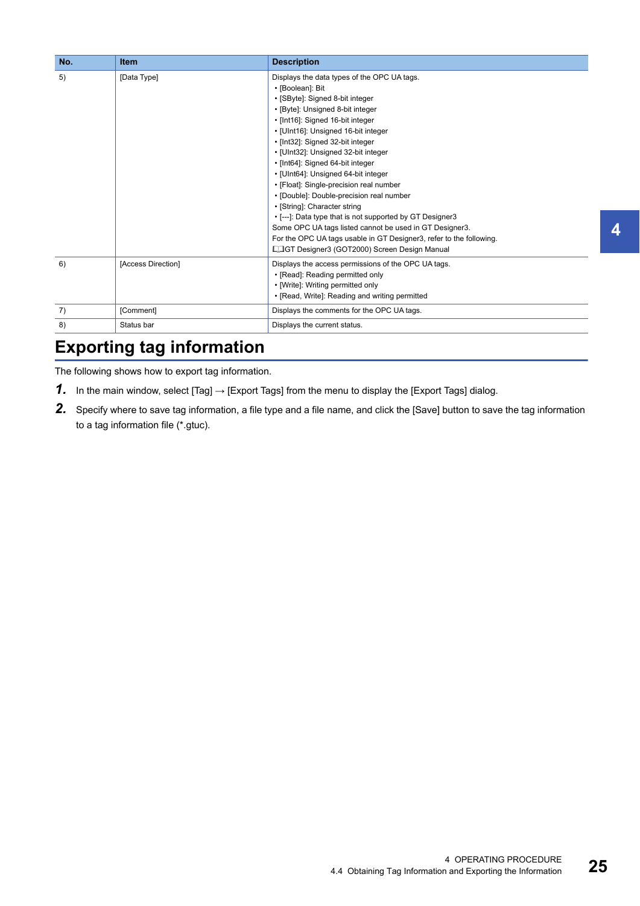| No. | Item | Description |
|---|---|---|
| 5) | [Data Type] | Displays the data types of the OPC UA tags.<br>• [Boolean]: Bit<br>• [SByte]: Signed 8-bit integer<br>• [Byte]: Unsigned 8-bit integer<br>• [Int16]: Signed 16-bit integer<br>• [UInt16]: Unsigned 16-bit integer<br>• [Int32]: Signed 32-bit integer<br>• [UInt32]: Unsigned 32-bit integer<br>• [Int64]: Signed 64-bit integer<br>• [UInt64]: Unsigned 64-bit integer<br>• [Float]: Single-precision real number<br>• [Double]: Double-precision real number<br>• [String]: Character string<br>• [---]: Data type that is not supported by GT Designer3<br>Some OPC UA tags listed cannot be used in GT Designer3.<br>For the OPC UA tags usable in GT Designer3, refer to the following.<br>GT Designer3 (GOT2000) Screen Design Manual |
| 6) | [Access Direction] | Displays the access permissions of the OPC UA tags.<br>• [Read]: Reading permitted only<br>• [Write]: Writing permitted only<br>• [Read, Write]: Reading and writing permitted |
| 7) | [Comment] | Displays the comments for the OPC UA tags. |
| 8) | Status bar | Displays the current status. |

## Exporting tag information

The following shows how to export tag information.

1. In the main window, select [Tag] → [Export Tags] from the menu to display the [Export Tags] dialog.
2. Specify where to save tag information, a file type and a file name, and click the [Save] button to save the tag information to a tag information file (*.gtuc).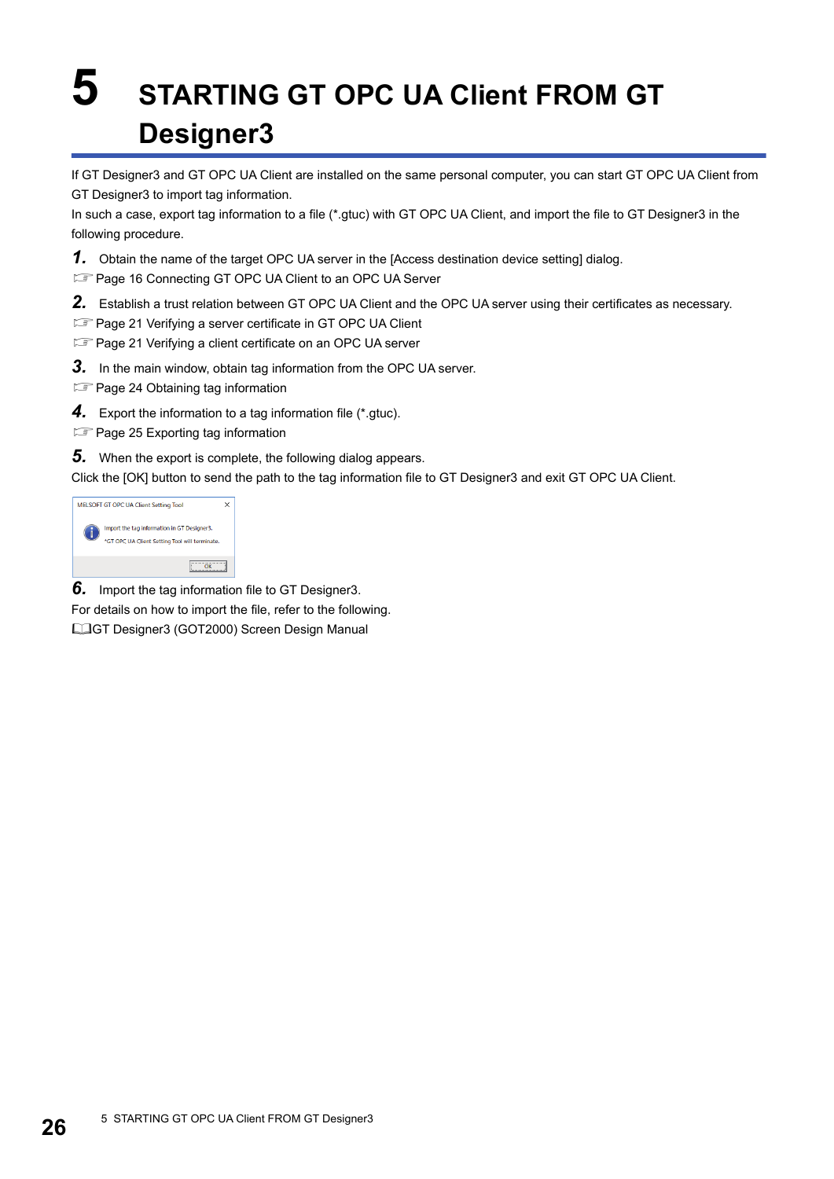# 5 STARTING GT OPC UA Client FROM GT Designer3

If GT Designer3 and GT OPC UA Client are installed on the same personal computer, you can start GT OPC UA Client from GT Designer3 to import tag information.

In such a case, export tag information to a file (*.gtuc) with GT OPC UA Client, and import the file to GT Designer3 in the following procedure.

**1.** Obtain the name of the target OPC UA server in the [Access destination device setting] dialog.

☞ Page 16 Connecting GT OPC UA Client to an OPC UA Server

**2.** Establish a trust relation between GT OPC UA Client and the OPC UA server using their certificates as necessary.

☞ Page 21 Verifying a server certificate in GT OPC UA Client

☞ Page 21 Verifying a client certificate on an OPC UA server

**3.** In the main window, obtain tag information from the OPC UA server.

☞ Page 24 Obtaining tag information

**4.** Export the information to a tag information file (*.gtuc).

☞ Page 25 Exporting tag information

**5.** When the export is complete, the following dialog appears.

Click the [OK] button to send the path to the tag information file to GT Designer3 and exit GT OPC UA Client.

MELSOFT GT OPC UA Client Setting Tool

Import the tag information in GT Designer3.
*GT OPC UA Client Setting Tool will terminate.

OK

**6.** Import the tag information file to GT Designer3.

For details on how to import the file, refer to the following.

📖GT Designer3 (GOT2000) Screen Design Manual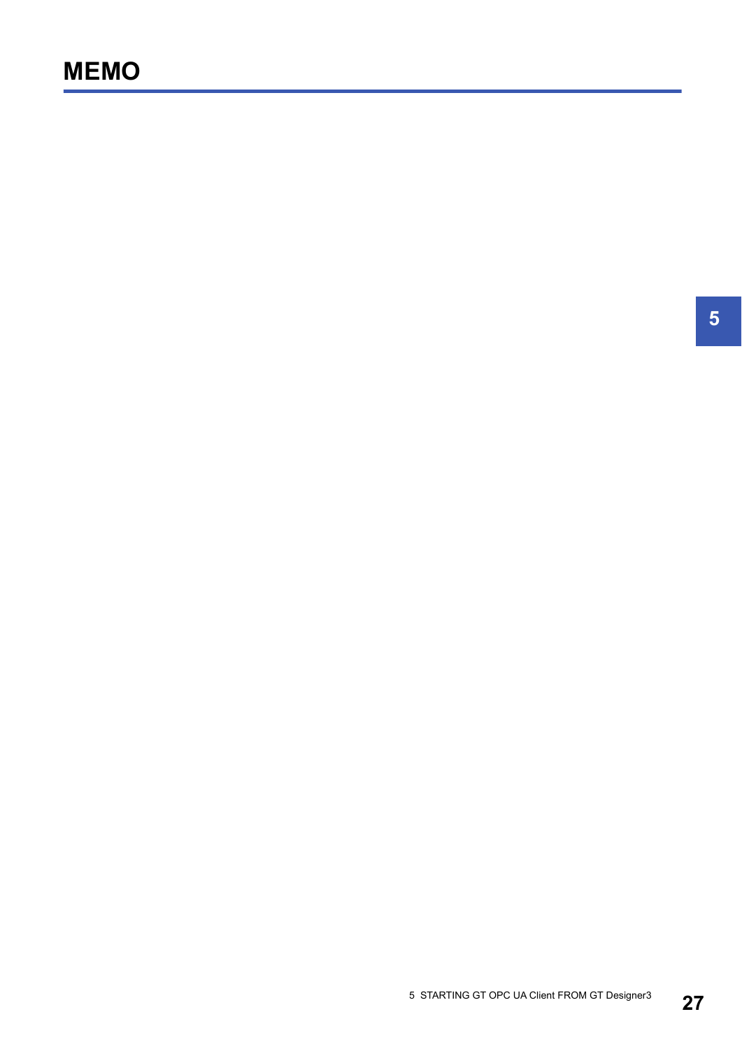# MEMO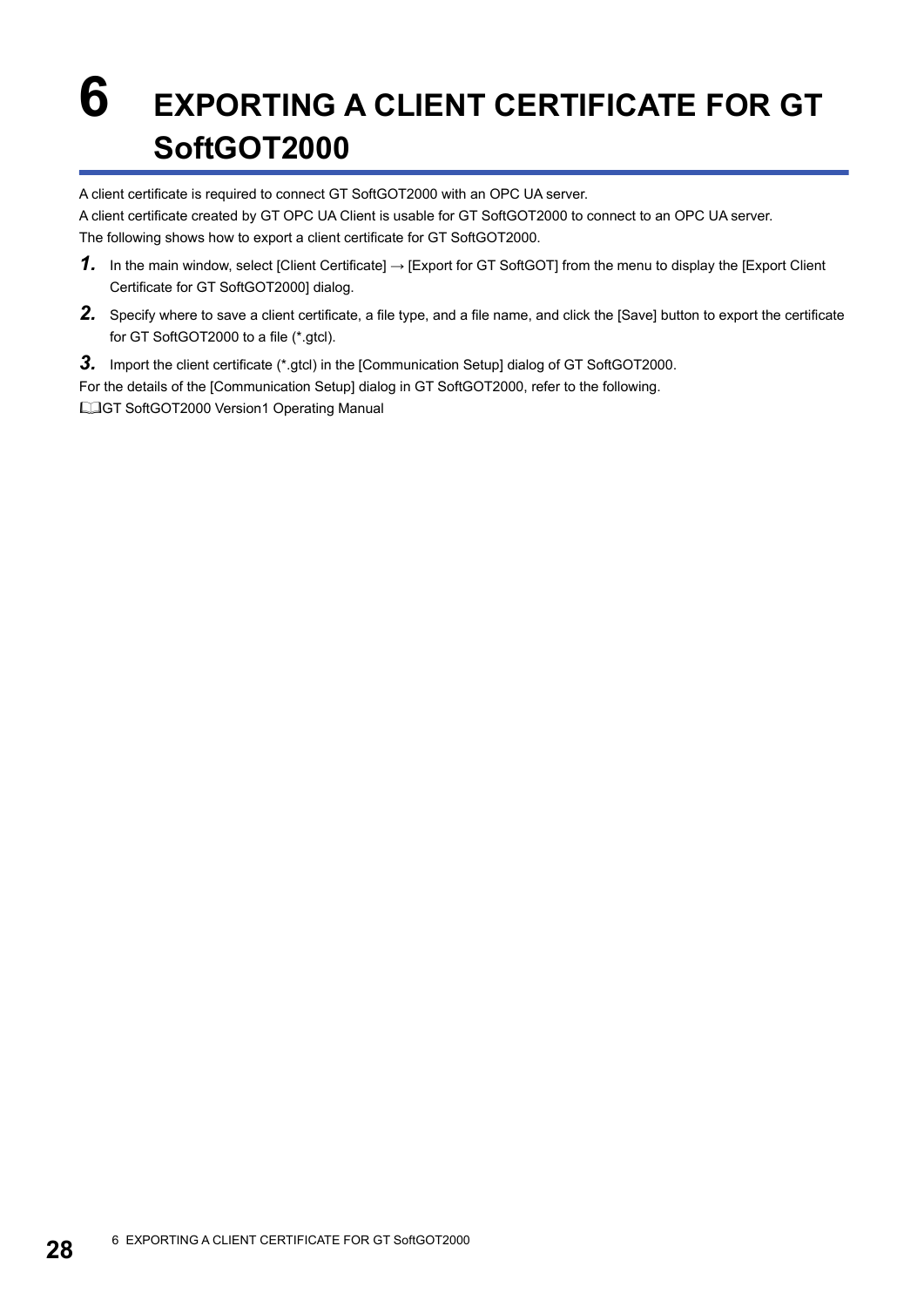# 6 EXPORTING A CLIENT CERTIFICATE FOR GT SoftGOT2000

A client certificate is required to connect GT SoftGOT2000 with an OPC UA server.

A client certificate created by GT OPC UA Client is usable for GT SoftGOT2000 to connect to an OPC UA server.

The following shows how to export a client certificate for GT SoftGOT2000.

1. In the main window, select [Client Certificate] → [Export for GT SoftGOT] from the menu to display the [Export Client Certificate for GT SoftGOT2000] dialog.

2. Specify where to save a client certificate, a file type, and a file name, and click the [Save] button to export the certificate for GT SoftGOT2000 to a file (*.gtcl).

3. Import the client certificate (*.gtcl) in the [Communication Setup] dialog of GT SoftGOT2000.

For the details of the [Communication Setup] dialog in GT SoftGOT2000, refer to the following.

GT SoftGOT2000 Version1 Operating Manual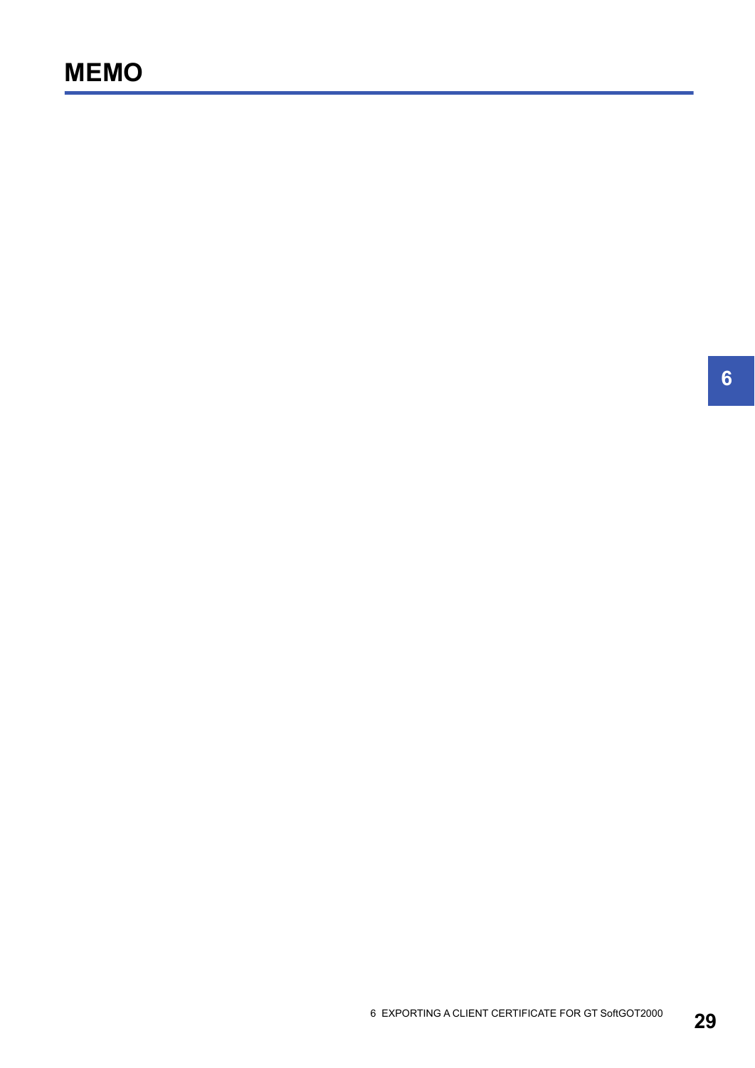# MEMO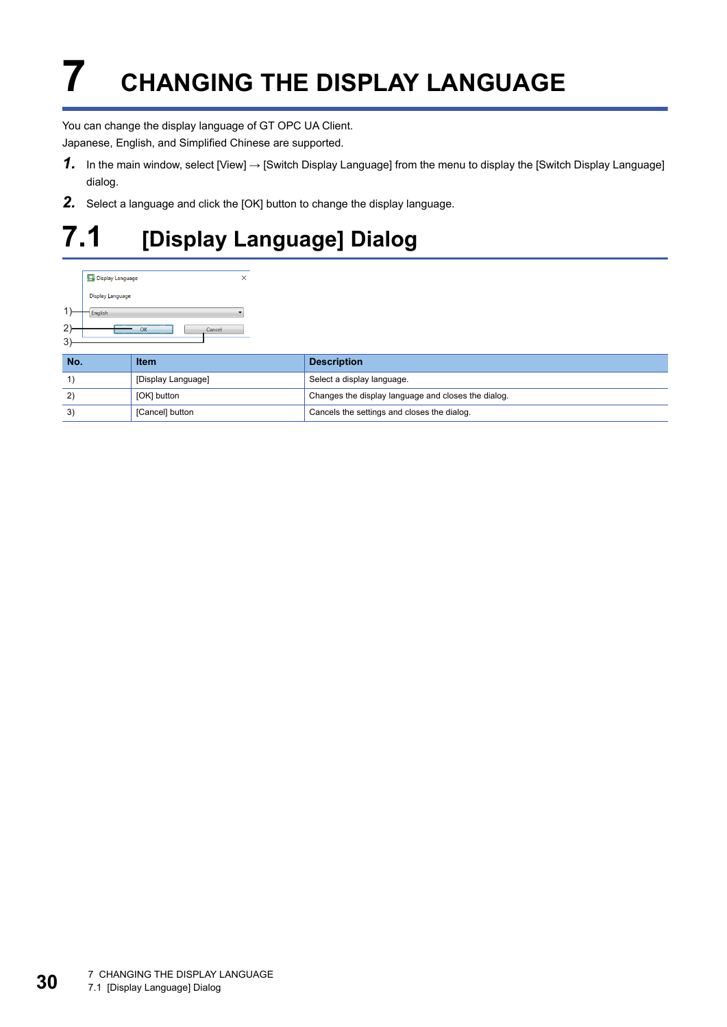// ... existing code ...
# 7 CHANGING THE DISPLAY LANGUAGE

You can change the display language of GT OPC UA Client.
Japanese, English, and Simplified Chinese are supported.

**1.** In the main window, select [View] → [Switch Display Language] from the menu to display the [Switch Display Language] dialog.

**2.** Select a language and click the [OK] button to change the display language.

## 7.1 [Display Language] Dialog

| No. | Item | Description |
|---|---|---|
| 1) | [Display Language] | Select a display language. |
| 2) | [OK] button | Changes the display language and closes the dialog. |
| 3) | [Cancel] button | Cancels the settings and closes the dialog. |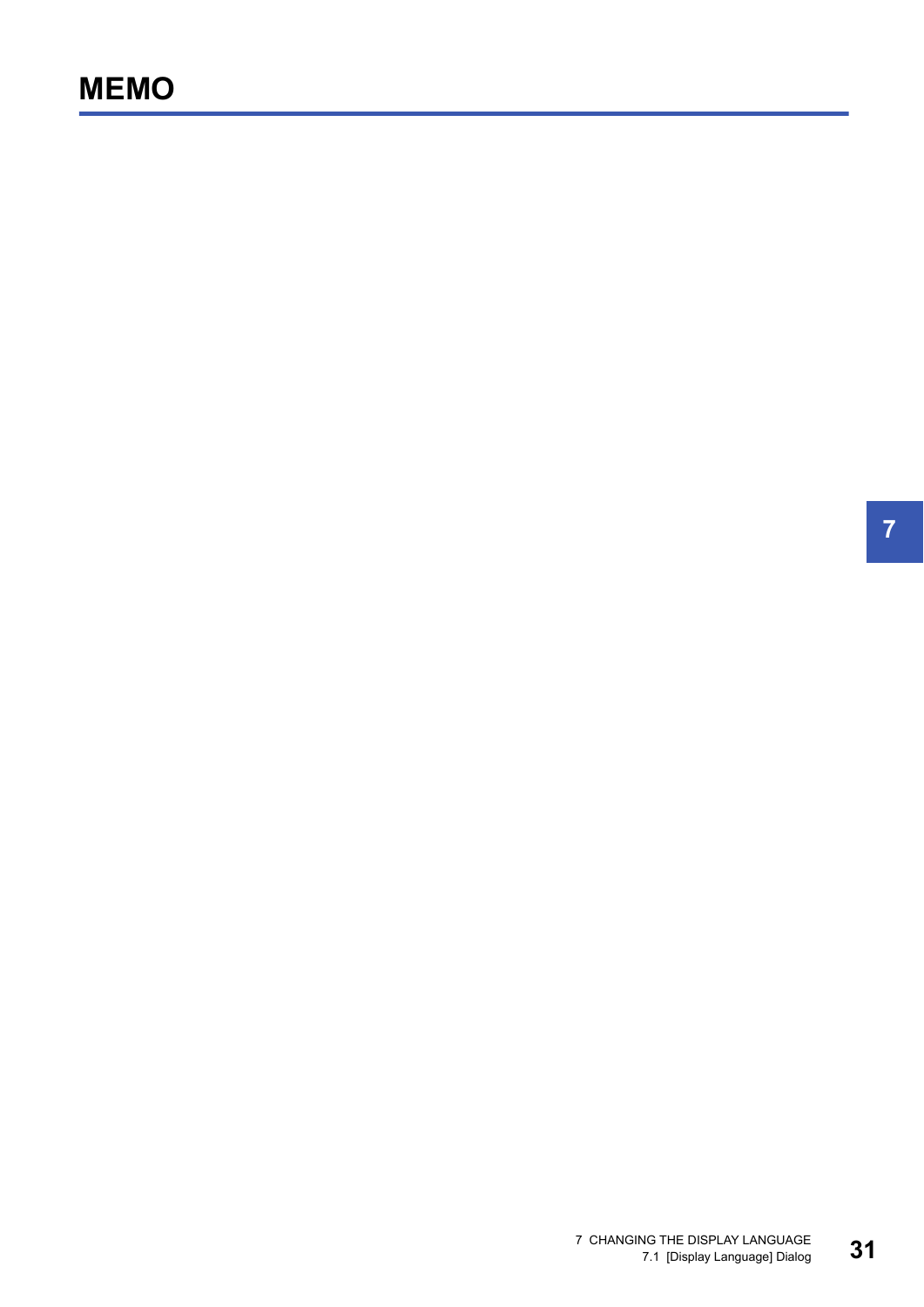# MEMO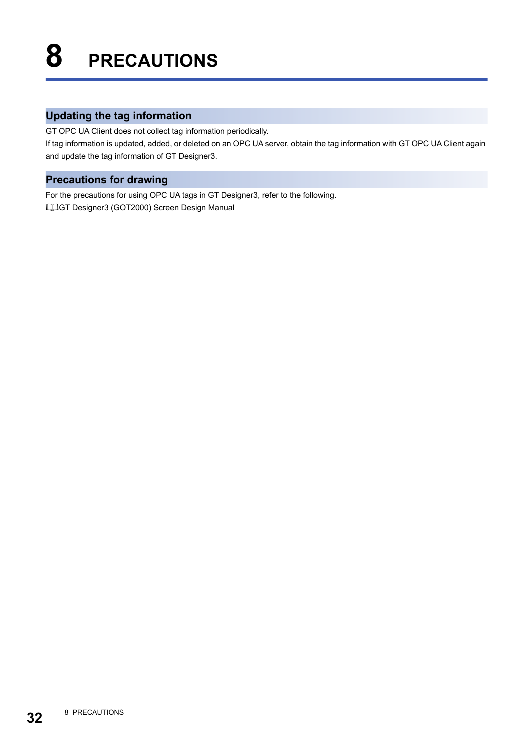# 8 PRECAUTIONS

## Updating the tag information

GT OPC UA Client does not collect tag information periodically.

If tag information is updated, added, or deleted on an OPC UA server, obtain the tag information with GT OPC UA Client again and update the tag information of GT Designer3.

## Precautions for drawing

For the precautions for using OPC UA tags in GT Designer3, refer to the following.

GT Designer3 (GOT2000) Screen Design Manual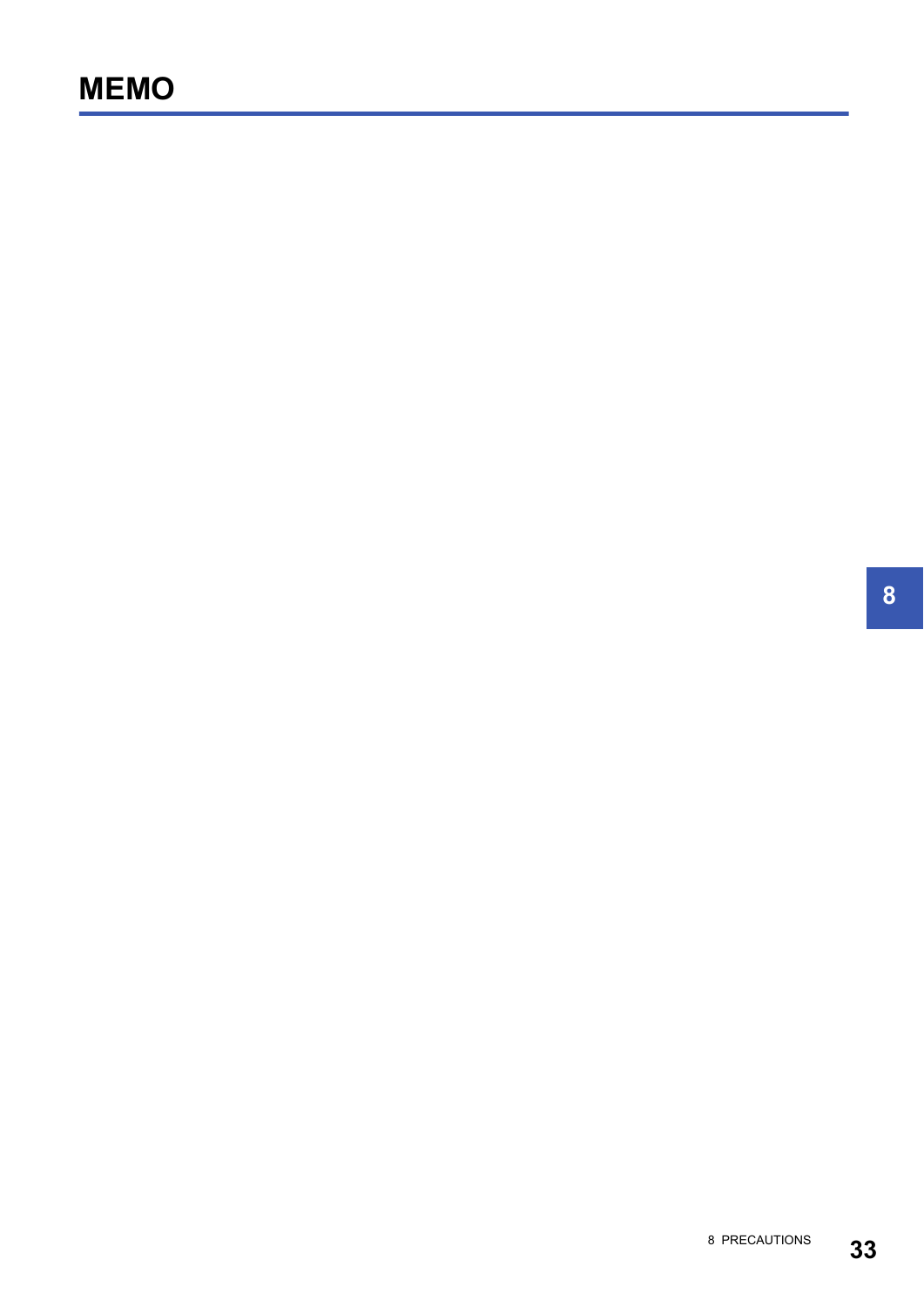# MEMO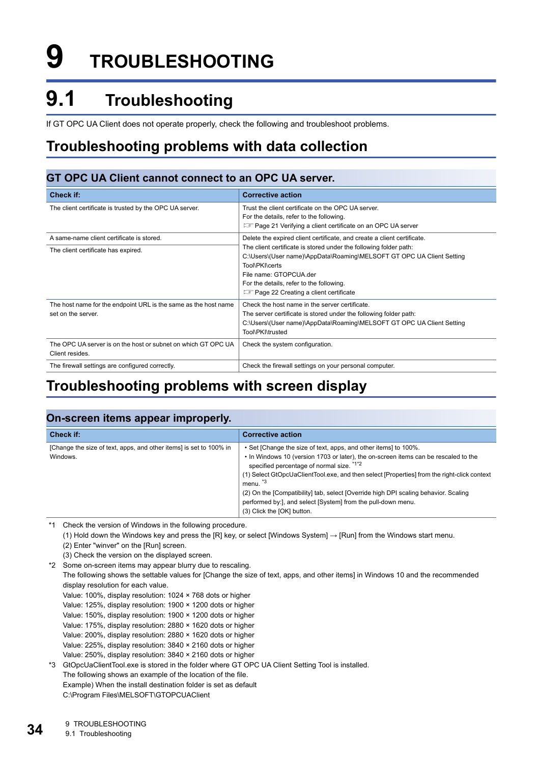# 9 TROUBLESHOOTING

## 9.1 Troubleshooting

If GT OPC UA Client does not operate properly, check the following and troubleshoot problems.

### Troubleshooting problems with data collection

#### GT OPC UA Client cannot connect to an OPC UA server.

| Check if: | Corrective action |
|---|---|
| The client certificate is trusted by the OPC UA server. | Trust the client certificate on the OPC UA server.<br>For the details, refer to the following.<br>☞ Page 21 Verifying a client certificate on an OPC UA server |
| A same-name client certificate is stored.<br>The client certificate has expired. | Delete the expired client certificate, and create a client certificate.<br>The client certificate is stored under the following folder path:<br>C:\Users\(User name)\AppData\Roaming\MELSOFT GT OPC UA Client Setting Tool\PKI\certs<br>File name: GTOPCUA.der<br>For the details, refer to the following.<br>☞ Page 22 Creating a client certificate |
| The host name for the endpoint URL is the same as the host name set on the server. | Check the host name in the server certificate.<br>The server certificate is stored under the following folder path:<br>C:\Users\(User name)\AppData\Roaming\MELSOFT GT OPC UA Client Setting Tool\PKI\trusted |
| The OPC UA server is on the host or subnet on which GT OPC UA Client resides. | Check the system configuration. |
| The firewall settings are configured correctly. | Check the firewall settings on your personal computer. |

### Troubleshooting problems with screen display

#### On-screen items appear improperly.

| Check if: | Corrective action |
|---|---|
| [Change the size of text, apps, and other items] is set to 100% in Windows. | • Set [Change the size of text, apps, and other items] to 100%.<br>• In Windows 10 (version 1703 or later), the on-screen items can be rescaled to the specified percentage of normal size. *1*2<br>(1) Select GtOpcUaClientTool.exe, and then select [Properties] from the right-click context menu. *3<br>(2) On the [Compatibility] tab, select [Override high DPI scaling behavior. Scaling performed by:], and select [System] from the pull-down menu.<br>(3) Click the [OK] button. |

*1 Check the version of Windows in the following procedure.
(1) Hold down the Windows key and press the [R] key, or select [Windows System] → [Run] from the Windows start menu.
(2) Enter "winver" on the [Run] screen.
(3) Check the version on the displayed screen.

*2 Some on-screen items may appear blurry due to rescaling.
The following shows the settable values for [Change the size of text, apps, and other items] in Windows 10 and the recommended display resolution for each value.
Value: 100%, display resolution: 1024 × 768 dots or higher
Value: 125%, display resolution: 1900 × 1200 dots or higher
Value: 150%, display resolution: 1900 × 1200 dots or higher
Value: 175%, display resolution: 2880 × 1620 dots or higher
Value: 200%, display resolution: 2880 × 1620 dots or higher
Value: 225%, display resolution: 3840 × 2160 dots or higher
Value: 250%, display resolution: 3840 × 2160 dots or higher

*3 GtOpcUaClientTool.exe is stored in the folder where GT OPC UA Client Setting Tool is installed.
The following shows an example of the location of the file.
Example) When the install destination folder is set as default
C:\Program Files\MELSOFT\GTOPCUAClient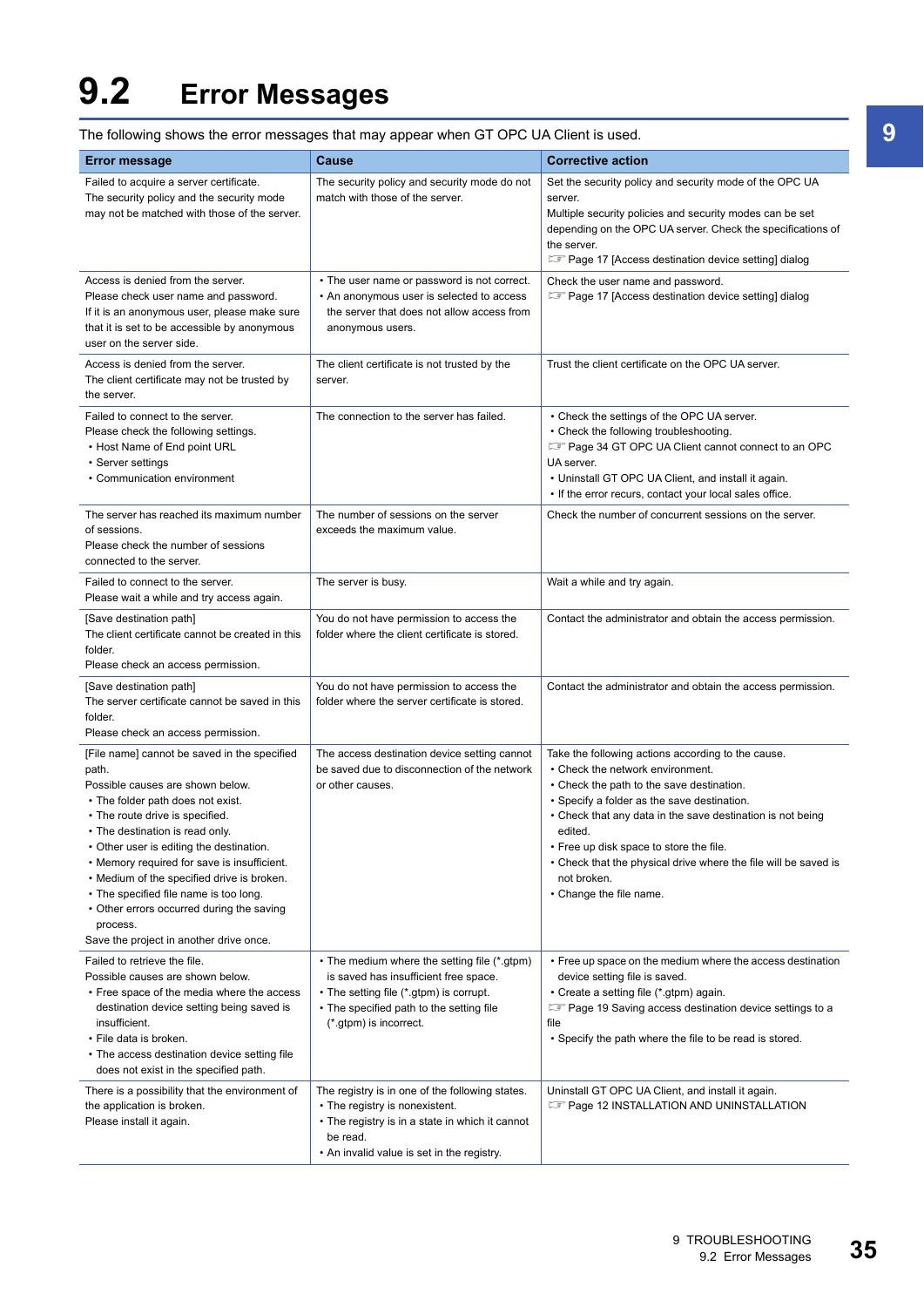## 9.2 Error Messages

The following shows the error messages that may appear when GT OPC UA Client is used.

| Error message | Cause | Corrective action |
|---|---|---|
| Failed to acquire a server certificate.<br>The security policy and the security mode may not be matched with those of the server. | The security policy and security mode do not match with those of the server. | Set the security policy and security mode of the OPC UA server.<br>Multiple security policies and security modes can be set depending on the OPC UA server. Check the specifications of the server.<br>☞ Page 17 [Access destination device setting] dialog |
| Access is denied from the server.<br>Please check user name and password.<br>If it is an anonymous user, please make sure that it is set to be accessible by anonymous user on the server side. | • The user name or password is not correct.<br>• An anonymous user is selected to access the server that does not allow access from anonymous users. | Check the user name and password.<br>☞ Page 17 [Access destination device setting] dialog |
| Access is denied from the server.<br>The client certificate may not be trusted by the server. | The client certificate is not trusted by the server. | Trust the client certificate on the OPC UA server. |
| Failed to connect to the server.<br>Please check the following settings.<br>• Host Name of End point URL<br>• Server settings<br>• Communication environment | The connection to the server has failed. | • Check the settings of the OPC UA server.<br>• Check the following troubleshooting.<br>☞ Page 34 GT OPC UA Client cannot connect to an OPC UA server.<br>• Uninstall GT OPC UA Client, and install it again.<br>• If the error recurs, contact your local sales office. |
| The server has reached its maximum number of sessions.<br>Please check the number of sessions connected to the server. | The number of sessions on the server exceeds the maximum value. | Check the number of concurrent sessions on the server. |
| Failed to connect to the server.<br>Please wait a while and try access again. | The server is busy. | Wait a while and try again. |
| [Save destination path]<br>The client certificate cannot be created in this folder.<br>Please check an access permission. | You do not have permission to access the folder where the client certificate is stored. | Contact the administrator and obtain the access permission. |
| [Save destination path]<br>The server certificate cannot be saved in this folder.<br>Please check an access permission. | You do not have permission to access the folder where the server certificate is stored. | Contact the administrator and obtain the access permission. |
| [File name] cannot be saved in the specified path.<br>Possible causes are shown below.<br>• The folder path does not exist.<br>• The route drive is specified.<br>• The destination is read only.<br>• Other user is editing the destination.<br>• Memory required for save is insufficient.<br>• Medium of the specified drive is broken.<br>• The specified file name is too long.<br>• Other errors occurred during the saving process.<br>Save the project in another drive once. | The access destination device setting cannot be saved due to disconnection of the network or other causes. | Take the following actions according to the cause.<br>• Check the network environment.<br>• Check the path to the save destination.<br>• Specify a folder as the save destination.<br>• Check that any data in the save destination is not being edited.<br>• Free up disk space to store the file.<br>• Check that the physical drive where the file will be saved is not broken.<br>• Change the file name. |
| Failed to retrieve the file.<br>Possible causes are shown below.<br>• Free space of the media where the access destination device setting being saved is insufficient.<br>• File data is broken.<br>• The access destination device setting file does not exist in the specified path. | • The medium where the setting file (*.gtpm) is saved has insufficient free space.<br>• The setting file (*.gtpm) is corrupt.<br>• The specified path to the setting file (*.gtpm) is incorrect. | • Free up space on the medium where the access destination device setting file is saved.<br>• Create a setting file (*.gtpm) again.<br>☞ Page 19 Saving access destination device settings to a file<br>• Specify the path where the file to be read is stored. |
| There is a possibility that the environment of the application is broken.<br>Please install it again. | The registry is in one of the following states.<br>• The registry is nonexistent.<br>• The registry is in a state in which it cannot be read.<br>• An invalid value is set in the registry. | Uninstall GT OPC UA Client, and install it again.<br>☞ Page 12 INSTALLATION AND UNINSTALLATION |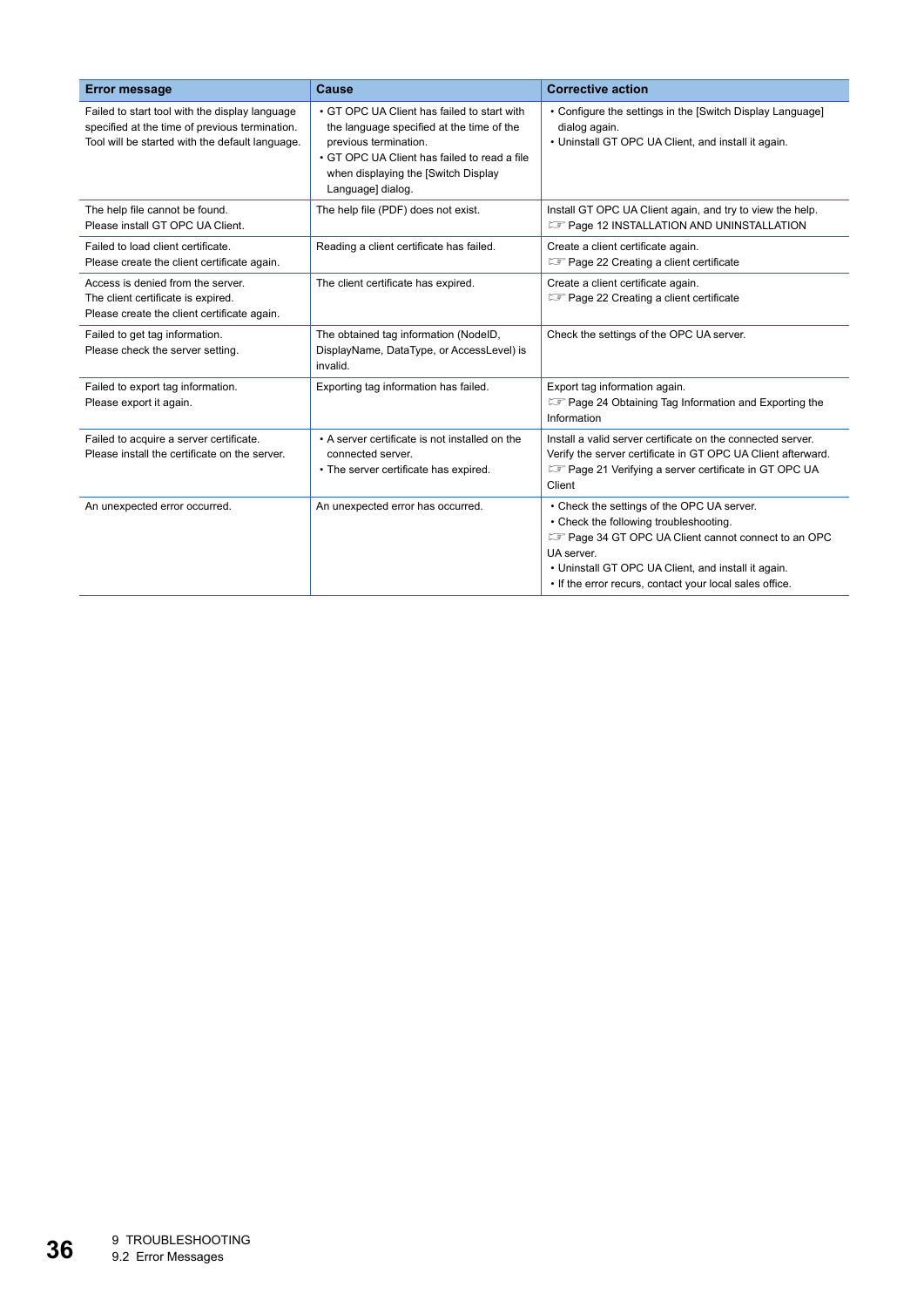| Error message | Cause | Corrective action |
|---|---|---|
| Failed to start tool with the display language specified at the time of previous termination.<br>Tool will be started with the default language. | • GT OPC UA Client has failed to start with the language specified at the time of the previous termination.<br>• GT OPC UA Client has failed to read a file when displaying the [Switch Display Language] dialog. | • Configure the settings in the [Switch Display Language] dialog again.<br>• Uninstall GT OPC UA Client, and install it again. |
| The help file cannot be found.<br>Please install GT OPC UA Client. | The help file (PDF) does not exist. | Install GT OPC UA Client again, and try to view the help.<br>☞ Page 12 INSTALLATION AND UNINSTALLATION |
| Failed to load client certificate.<br>Please create the client certificate again. | Reading a client certificate has failed. | Create a client certificate again.<br>☞ Page 22 Creating a client certificate |
| Access is denied from the server.<br>The client certificate is expired.<br>Please create the client certificate again. | The client certificate has expired. | Create a client certificate again.<br>☞ Page 22 Creating a client certificate |
| Failed to get tag information.<br>Please check the server setting. | The obtained tag information (NodeID, DisplayName, DataType, or AccessLevel) is invalid. | Check the settings of the OPC UA server. |
| Failed to export tag information.<br>Please export it again. | Exporting tag information has failed. | Export tag information again.<br>☞ Page 24 Obtaining Tag Information and Exporting the Information |
| Failed to acquire a server certificate.<br>Please install the certificate on the server. | • A server certificate is not installed on the connected server.<br>• The server certificate has expired. | Install a valid server certificate on the connected server.<br>Verify the server certificate in GT OPC UA Client afterward.<br>☞ Page 21 Verifying a server certificate in GT OPC UA Client |
| An unexpected error occurred. | An unexpected error has occurred. | • Check the settings of the OPC UA server.<br>• Check the following troubleshooting.<br>☞ Page 34 GT OPC UA Client cannot connect to an OPC UA server.<br>• Uninstall GT OPC UA Client, and install it again.<br>• If the error recurs, contact your local sales office. |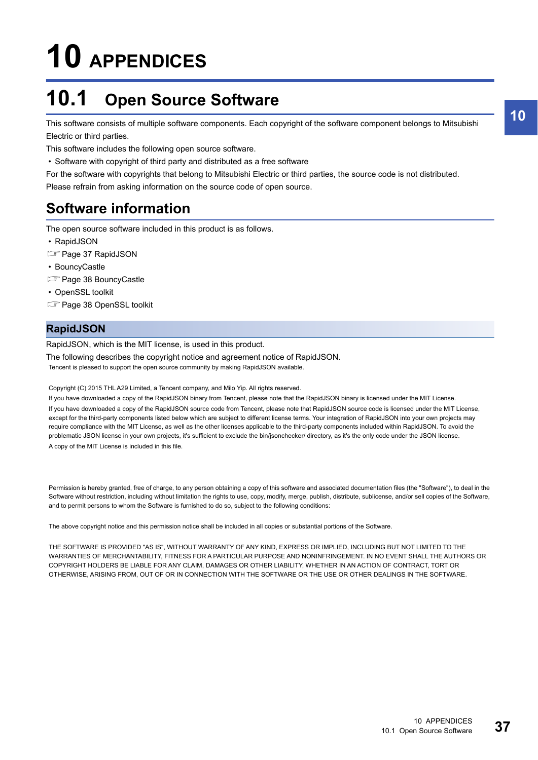# 10 APPENDICES

## 10.1 Open Source Software

This software consists of multiple software components. Each copyright of the software component belongs to Mitsubishi Electric or third parties.

This software includes the following open source software.

- Software with copyright of third party and distributed as a free software

For the software with copyrights that belong to Mitsubishi Electric or third parties, the source code is not distributed.

Please refrain from asking information on the source code of open source.

### Software information

The open source software included in this product is as follows.

- RapidJSON

☞ Page 37 RapidJSON

- BouncyCastle

☞ Page 38 BouncyCastle

- OpenSSL toolkit

☞ Page 38 OpenSSL toolkit

#### RapidJSON

RapidJSON, which is the MIT license, is used in this product.

The following describes the copyright notice and agreement notice of RapidJSON.

Tencent is pleased to support the open source community by making RapidJSON available.

Copyright (C) 2015 THL A29 Limited, a Tencent company, and Milo Yip. All rights reserved.

If you have downloaded a copy of the RapidJSON binary from Tencent, please note that the RapidJSON binary is licensed under the MIT License.

If you have downloaded a copy of the RapidJSON source code from Tencent, please note that RapidJSON source code is licensed under the MIT License, except for the third-party components listed below which are subject to different license terms. Your integration of RapidJSON into your own projects may require compliance with the MIT License, as well as the other licenses applicable to the third-party components included within RapidJSON. To avoid the problematic JSON license in your own projects, it's sufficient to exclude the bin/jsonchecker/ directory, as it's the only code under the JSON license.

A copy of the MIT License is included in this file.

Permission is hereby granted, free of charge, to any person obtaining a copy of this software and associated documentation files (the "Software"), to deal in the Software without restriction, including without limitation the rights to use, copy, modify, merge, publish, distribute, sublicense, and/or sell copies of the Software, and to permit persons to whom the Software is furnished to do so, subject to the following conditions:

The above copyright notice and this permission notice shall be included in all copies or substantial portions of the Software.

THE SOFTWARE IS PROVIDED "AS IS", WITHOUT WARRANTY OF ANY KIND, EXPRESS OR IMPLIED, INCLUDING BUT NOT LIMITED TO THE WARRANTIES OF MERCHANTABILITY, FITNESS FOR A PARTICULAR PURPOSE AND NONINFRINGEMENT. IN NO EVENT SHALL THE AUTHORS OR COPYRIGHT HOLDERS BE LIABLE FOR ANY CLAIM, DAMAGES OR OTHER LIABILITY, WHETHER IN AN ACTION OF CONTRACT, TORT OR OTHERWISE, ARISING FROM, OUT OF OR IN CONNECTION WITH THE SOFTWARE OR THE USE OR OTHER DEALINGS IN THE SOFTWARE.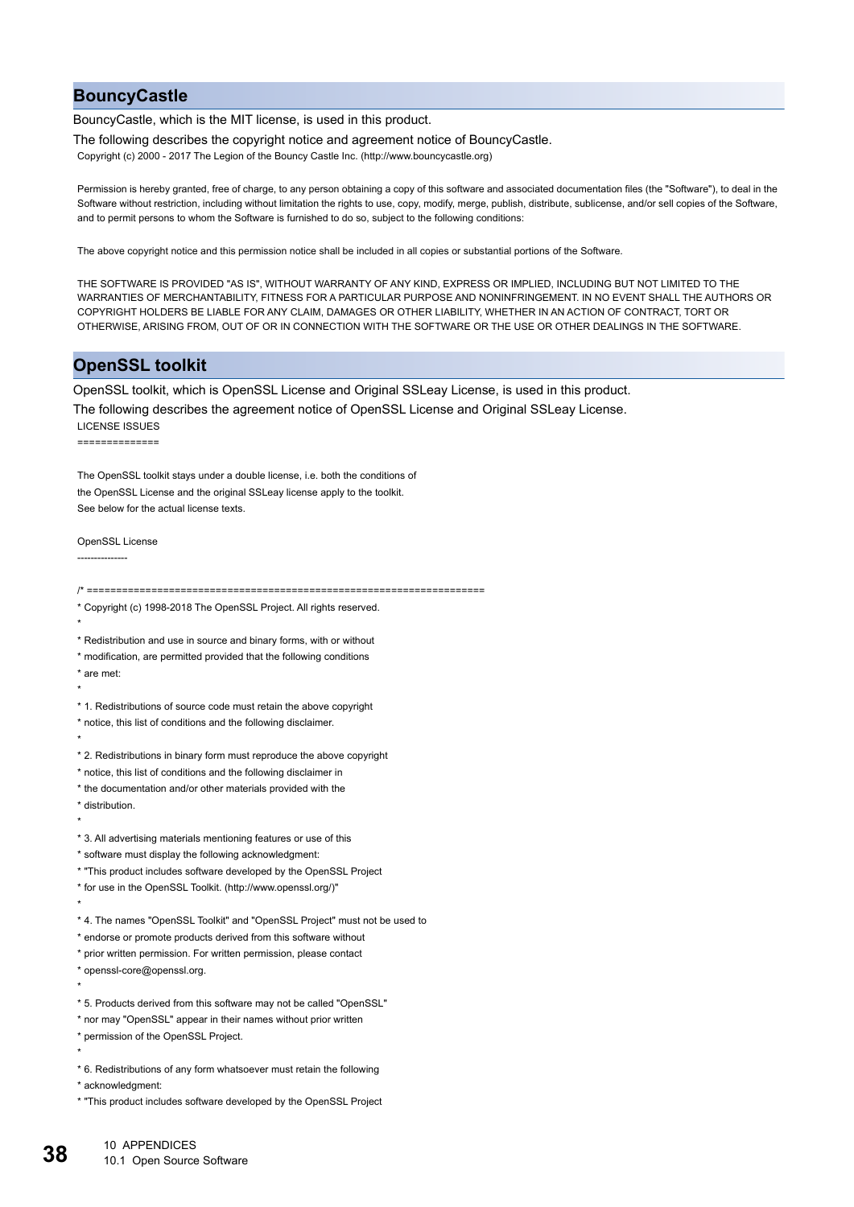## BouncyCastle

BouncyCastle, which is the MIT license, is used in this product.

The following describes the copyright notice and agreement notice of BouncyCastle.

Copyright (c) 2000 - 2017 The Legion of the Bouncy Castle Inc. (http://www.bouncycastle.org)

Permission is hereby granted, free of charge, to any person obtaining a copy of this software and associated documentation files (the "Software"), to deal in the Software without restriction, including without limitation the rights to use, copy, modify, merge, publish, distribute, sublicense, and/or sell copies of the Software, and to permit persons to whom the Software is furnished to do so, subject to the following conditions:

The above copyright notice and this permission notice shall be included in all copies or substantial portions of the Software.

THE SOFTWARE IS PROVIDED "AS IS", WITHOUT WARRANTY OF ANY KIND, EXPRESS OR IMPLIED, INCLUDING BUT NOT LIMITED TO THE WARRANTIES OF MERCHANTABILITY, FITNESS FOR A PARTICULAR PURPOSE AND NONINFRINGEMENT. IN NO EVENT SHALL THE AUTHORS OR COPYRIGHT HOLDERS BE LIABLE FOR ANY CLAIM, DAMAGES OR OTHER LIABILITY, WHETHER IN AN ACTION OF CONTRACT, TORT OR OTHERWISE, ARISING FROM, OUT OF OR IN CONNECTION WITH THE SOFTWARE OR THE USE OR OTHER DEALINGS IN THE SOFTWARE.

## OpenSSL toolkit

OpenSSL toolkit, which is OpenSSL License and Original SSLeay License, is used in this product.

The following describes the agreement notice of OpenSSL License and Original SSLeay License.

```
LICENSE ISSUES
==============

The OpenSSL toolkit stays under a double license, i.e. both the conditions of
the OpenSSL License and the original SSLeay license apply to the toolkit.
See below for the actual license texts.

OpenSSL License
---------------

/* ====================================================================
* Copyright (c) 1998-2018 The OpenSSL Project. All rights reserved.
*
* Redistribution and use in source and binary forms, with or without
* modification, are permitted provided that the following conditions
* are met:
*
* 1. Redistributions of source code must retain the above copyright
* notice, this list of conditions and the following disclaimer.
*
* 2. Redistributions in binary form must reproduce the above copyright
* notice, this list of conditions and the following disclaimer in
* the documentation and/or other materials provided with the
* distribution.
*
* 3. All advertising materials mentioning features or use of this
* software must display the following acknowledgment:
* "This product includes software developed by the OpenSSL Project
* for use in the OpenSSL Toolkit. (http://www.openssl.org/)"
*
* 4. The names "OpenSSL Toolkit" and "OpenSSL Project" must not be used to
* endorse or promote products derived from this software without
* prior written permission. For written permission, please contact
* openssl-core@openssl.org.
*
* 5. Products derived from this software may not be called "OpenSSL"
* nor may "OpenSSL" appear in their names without prior written
* permission of the OpenSSL Project.
*
* 6. Redistributions of any form whatsoever must retain the following
* acknowledgment:
* "This product includes software developed by the OpenSSL Project
```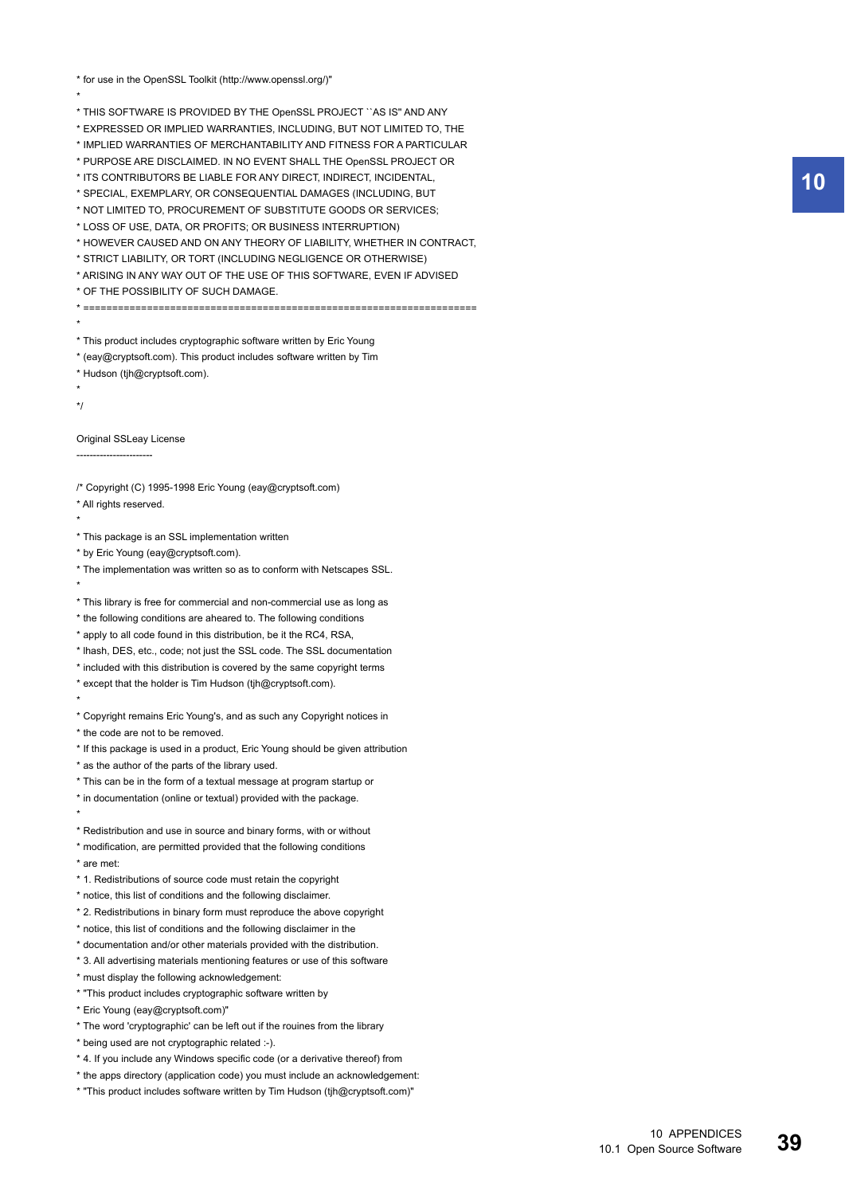* for use in the OpenSSL Toolkit (http://www.openssl.org/)"
*
* THIS SOFTWARE IS PROVIDED BY THE OpenSSL PROJECT ``AS IS'' AND ANY
* EXPRESSED OR IMPLIED WARRANTIES, INCLUDING, BUT NOT LIMITED TO, THE
* IMPLIED WARRANTIES OF MERCHANTABILITY AND FITNESS FOR A PARTICULAR
* PURPOSE ARE DISCLAIMED. IN NO EVENT SHALL THE OpenSSL PROJECT OR
* ITS CONTRIBUTORS BE LIABLE FOR ANY DIRECT, INDIRECT, INCIDENTAL,
* SPECIAL, EXEMPLARY, OR CONSEQUENTIAL DAMAGES (INCLUDING, BUT
* NOT LIMITED TO, PROCUREMENT OF SUBSTITUTE GOODS OR SERVICES;
* LOSS OF USE, DATA, OR PROFITS; OR BUSINESS INTERRUPTION)
* HOWEVER CAUSED AND ON ANY THEORY OF LIABILITY, WHETHER IN CONTRACT,
* STRICT LIABILITY, OR TORT (INCLUDING NEGLIGENCE OR OTHERWISE)
* ARISING IN ANY WAY OUT OF THE USE OF THIS SOFTWARE, EVEN IF ADVISED
* OF THE POSSIBILITY OF SUCH DAMAGE.
* ====================================================================
*
* This product includes cryptographic software written by Eric Young
* (eay@cryptsoft.com). This product includes software written by Tim
* Hudson (tjh@cryptsoft.com).
*
*/

Original SSLeay License

-----------------------

/* Copyright (C) 1995-1998 Eric Young (eay@cryptsoft.com)
* All rights reserved.
*
* This package is an SSL implementation written
* by Eric Young (eay@cryptsoft.com).
* The implementation was written so as to conform with Netscapes SSL.
*
* This library is free for commercial and non-commercial use as long as
* the following conditions are aheared to. The following conditions
* apply to all code found in this distribution, be it the RC4, RSA,
* lhash, DES, etc., code; not just the SSL code. The SSL documentation
* included with this distribution is covered by the same copyright terms
* except that the holder is Tim Hudson (tjh@cryptsoft.com).
*
* Copyright remains Eric Young's, and as such any Copyright notices in
* the code are not to be removed.
* If this package is used in a product, Eric Young should be given attribution
* as the author of the parts of the library used.
* This can be in the form of a textual message at program startup or
* in documentation (online or textual) provided with the package.
*
* Redistribution and use in source and binary forms, with or without
* modification, are permitted provided that the following conditions
* are met:
* 1. Redistributions of source code must retain the copyright
* notice, this list of conditions and the following disclaimer.
* 2. Redistributions in binary form must reproduce the above copyright
* notice, this list of conditions and the following disclaimer in the
* documentation and/or other materials provided with the distribution.
* 3. All advertising materials mentioning features or use of this software
* must display the following acknowledgement:
* "This product includes cryptographic software written by
* Eric Young (eay@cryptsoft.com)"
* The word 'cryptographic' can be left out if the rouines from the library
* being used are not cryptographic related :-).
* 4. If you include any Windows specific code (or a derivative thereof) from
* the apps directory (application code) you must include an acknowledgement:
* "This product includes software written by Tim Hudson (tjh@cryptsoft.com)"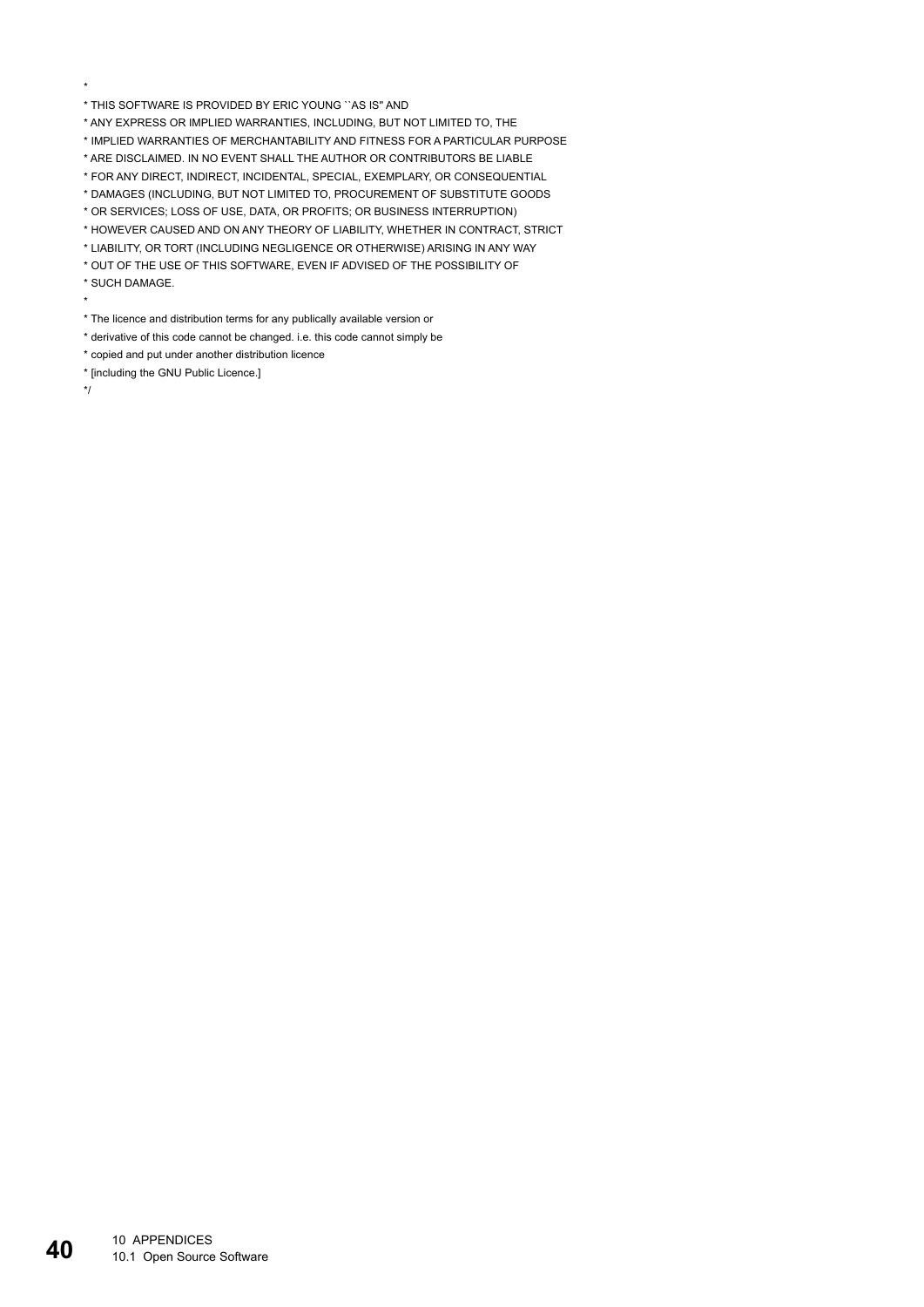*

* THIS SOFTWARE IS PROVIDED BY ERIC YOUNG ``AS IS'' AND

* ANY EXPRESS OR IMPLIED WARRANTIES, INCLUDING, BUT NOT LIMITED TO, THE

* IMPLIED WARRANTIES OF MERCHANTABILITY AND FITNESS FOR A PARTICULAR PURPOSE

* ARE DISCLAIMED. IN NO EVENT SHALL THE AUTHOR OR CONTRIBUTORS BE LIABLE

* FOR ANY DIRECT, INDIRECT, INCIDENTAL, SPECIAL, EXEMPLARY, OR CONSEQUENTIAL

* DAMAGES (INCLUDING, BUT NOT LIMITED TO, PROCUREMENT OF SUBSTITUTE GOODS

* OR SERVICES; LOSS OF USE, DATA, OR PROFITS; OR BUSINESS INTERRUPTION)

* HOWEVER CAUSED AND ON ANY THEORY OF LIABILITY, WHETHER IN CONTRACT, STRICT

* LIABILITY, OR TORT (INCLUDING NEGLIGENCE OR OTHERWISE) ARISING IN ANY WAY

* OUT OF THE USE OF THIS SOFTWARE, EVEN IF ADVISED OF THE POSSIBILITY OF

* SUCH DAMAGE.

*

* The licence and distribution terms for any publically available version or

* derivative of this code cannot be changed. i.e. this code cannot simply be

* copied and put under another distribution licence

* [including the GNU Public Licence.]

*/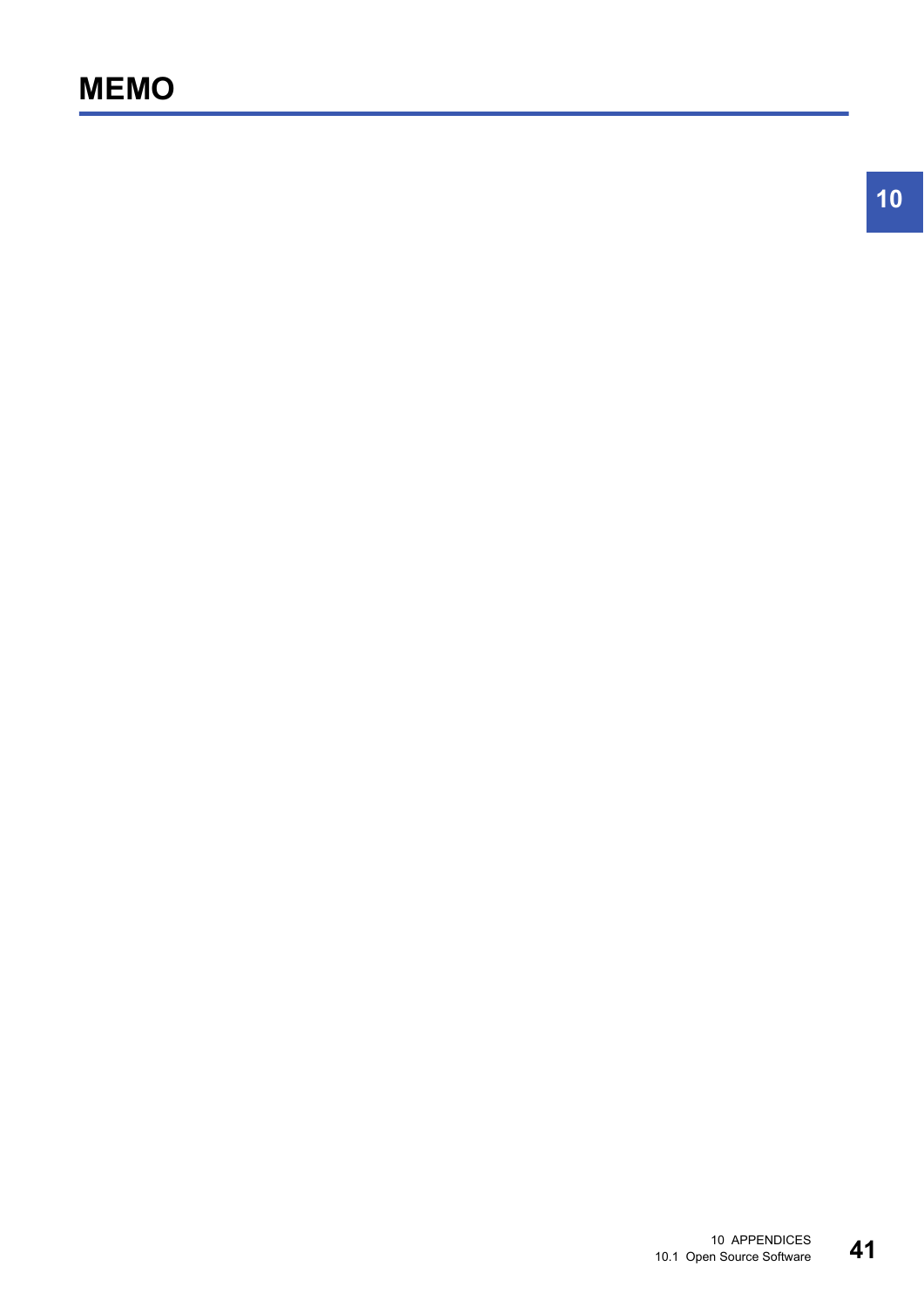# MEMO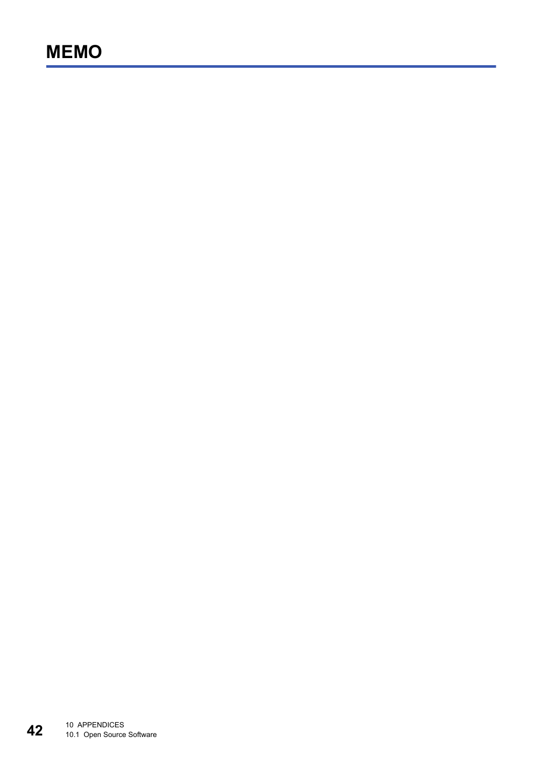# MEMO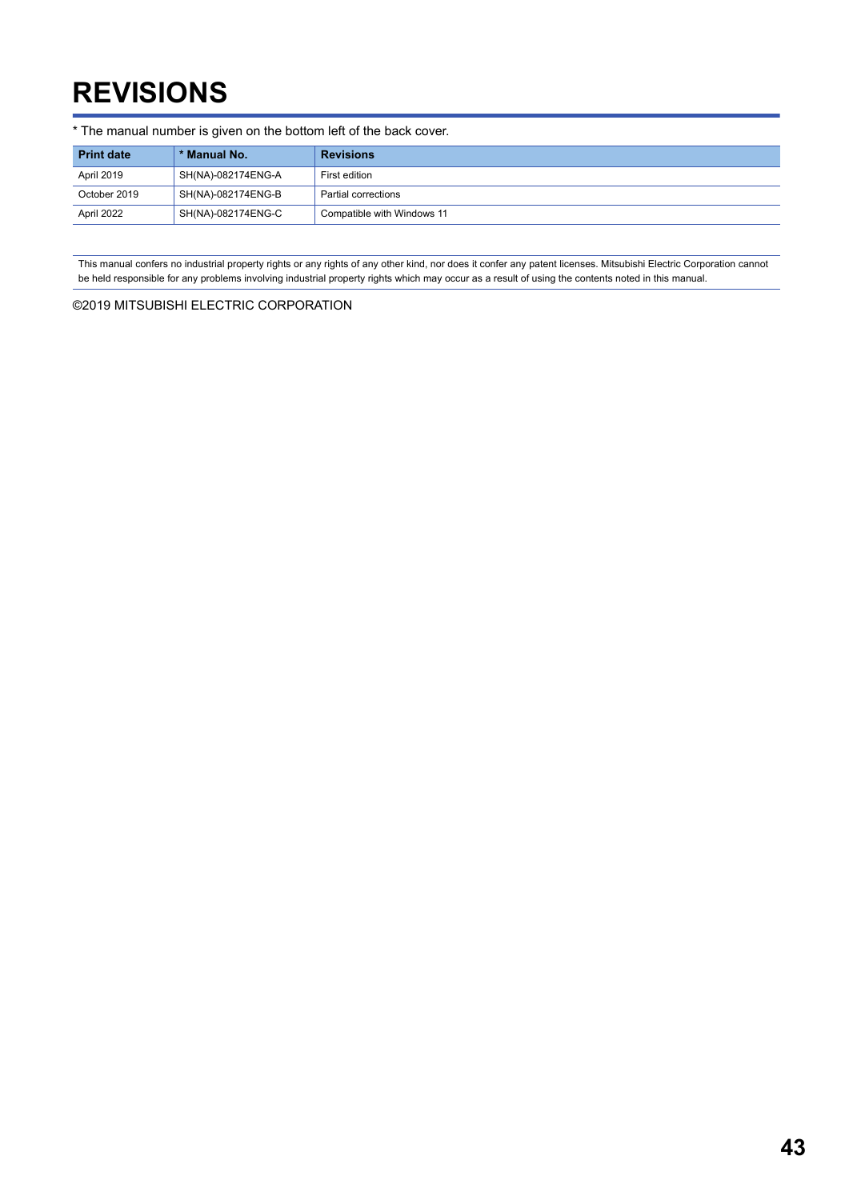# REVISIONS

* The manual number is given on the bottom left of the back cover.

| Print date | * Manual No. | Revisions |
|---|---|---|
| April 2019 | SH(NA)-082174ENG-A | First edition |
| October 2019 | SH(NA)-082174ENG-B | Partial corrections |
| April 2022 | SH(NA)-082174ENG-C | Compatible with Windows 11 |

This manual confers no industrial property rights or any rights of any other kind, nor does it confer any patent licenses. Mitsubishi Electric Corporation cannot be held responsible for any problems involving industrial property rights which may occur as a result of using the contents noted in this manual.

©2019 MITSUBISHI ELECTRIC CORPORATION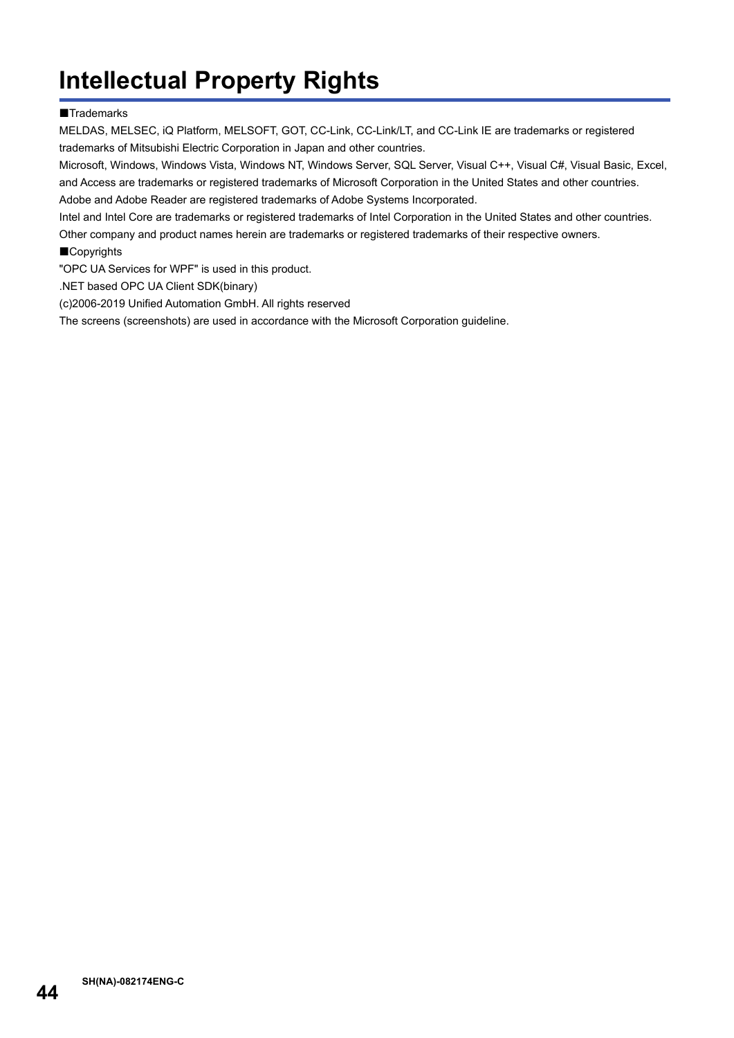# Intellectual Property Rights

■Trademarks

MELDAS, MELSEC, iQ Platform, MELSOFT, GOT, CC-Link, CC-Link/LT, and CC-Link IE are trademarks or registered trademarks of Mitsubishi Electric Corporation in Japan and other countries.

Microsoft, Windows, Windows Vista, Windows NT, Windows Server, SQL Server, Visual C++, Visual C#, Visual Basic, Excel, and Access are trademarks or registered trademarks of Microsoft Corporation in the United States and other countries.

Adobe and Adobe Reader are registered trademarks of Adobe Systems Incorporated.

Intel and Intel Core are trademarks or registered trademarks of Intel Corporation in the United States and other countries.

Other company and product names herein are trademarks or registered trademarks of their respective owners.

■Copyrights

"OPC UA Services for WPF" is used in this product.

.NET based OPC UA Client SDK(binary)

(c)2006-2019 Unified Automation GmbH. All rights reserved

The screens (screenshots) are used in accordance with the Microsoft Corporation guideline.

SH(NA)-082174ENG-C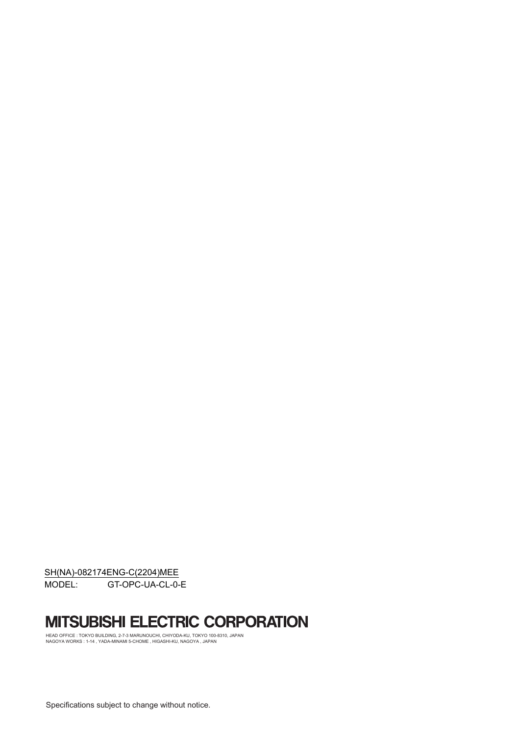SH(NA)-082174ENG-C(2204)MEE

MODEL: GT-OPC-UA-CL-0-E

**MITSUBISHI ELECTRIC CORPORATION**

HEAD OFFICE : TOKYO BUILDING, 2-7-3 MARUNOUCHI, CHIYODA-KU, TOKYO 100-8310, JAPAN
NAGOYA WORKS : 1-14 , YADA-MINAMI 5-CHOME , HIGASHI-KU, NAGOYA , JAPAN

Specifications subject to change without notice.